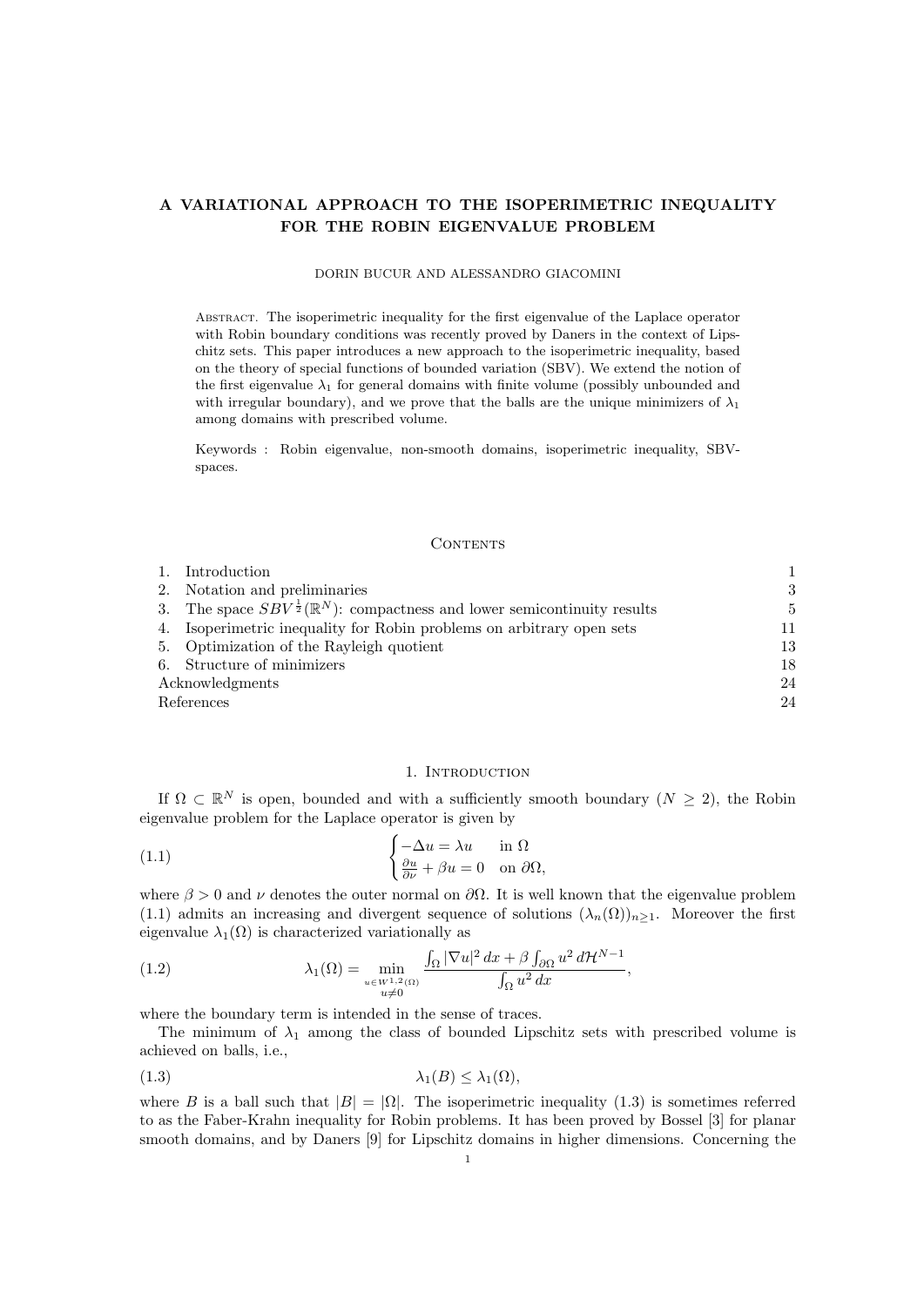# A VARIATIONAL APPROACH TO THE ISOPERIMETRIC INEQUALITY FOR THE ROBIN EIGENVALUE PROBLEM

DORIN BUCUR AND ALESSANDRO GIACOMINI

Abstract. The isoperimetric inequality for the first eigenvalue of the Laplace operator with Robin boundary conditions was recently proved by Daners in the context of Lipschitz sets. This paper introduces a new approach to the isoperimetric inequality, based on the theory of special functions of bounded variation (SBV). We extend the notion of the first eigenvalue $\lambda_1$ for general domains with finite volume (possibly unbounded and with irregular boundary), and we prove that the balls are the unique minimizers of $\lambda_1$ among domains with prescribed volume.

Keywords : Robin eigenvalue, non-smooth domains, isoperimetric inequality, SBV-spaces.

## Contents

1. Introduction 1
2. Notation and preliminaries 3
3. The space $SBV^{\frac{1}{2}}(\mathbb{R}^N)$: compactness and lower semicontinuity results 5
4. Isoperimetric inequality for Robin problems on arbitrary open sets 11
5. Optimization of the Rayleigh quotient 13
6. Structure of minimizers 18

Acknowledgments 24

References 24

## 1. Introduction

If $\Omega \subset \mathbb{R}^N$ is open, bounded and with a sufficiently smooth boundary ($N \geq 2$), the Robin eigenvalue problem for the Laplace operator is given by

$$
\begin{cases} -\Delta u = \lambda u & \text{in } \Omega \\ \frac{\partial u}{\partial \nu} + \beta u = 0 & \text{on } \partial\Omega, \end{cases} \tag{1.1}
$$

where $\beta > 0$ and $\nu$ denotes the outer normal on $\partial\Omega$. It is well known that the eigenvalue problem (1.1) admits an increasing and divergent sequence of solutions $(\lambda_n(\Omega))_{n\geq 1}$. Moreover the first eigenvalue $\lambda_1(\Omega)$ is characterized variationally as

$$
\lambda_1(\Omega) = \min_{\substack{u \in W^{1,2}(\Omega) \\ u \neq 0}} \frac{\int_\Omega |\nabla u|^2 \, dx + \beta \int_{\partial\Omega} u^2 \, d\mathcal{H}^{N-1}}{\int_\Omega u^2 \, dx}, \tag{1.2}
$$

where the boundary term is intended in the sense of traces.

The minimum of $\lambda_1$ among the class of bounded Lipschitz sets with prescribed volume is achieved on balls, i.e.,

$$
\lambda_1(B) \leq \lambda_1(\Omega), \tag{1.3}
$$

where $B$ is a ball such that $|B| = |\Omega|$. The isoperimetric inequality (1.3) is sometimes referred to as the Faber-Krahn inequality for Robin problems. It has been proved by Bossel [3] for planar smooth domains, and by Daners [9] for Lipschitz domains in higher dimensions. Concerning the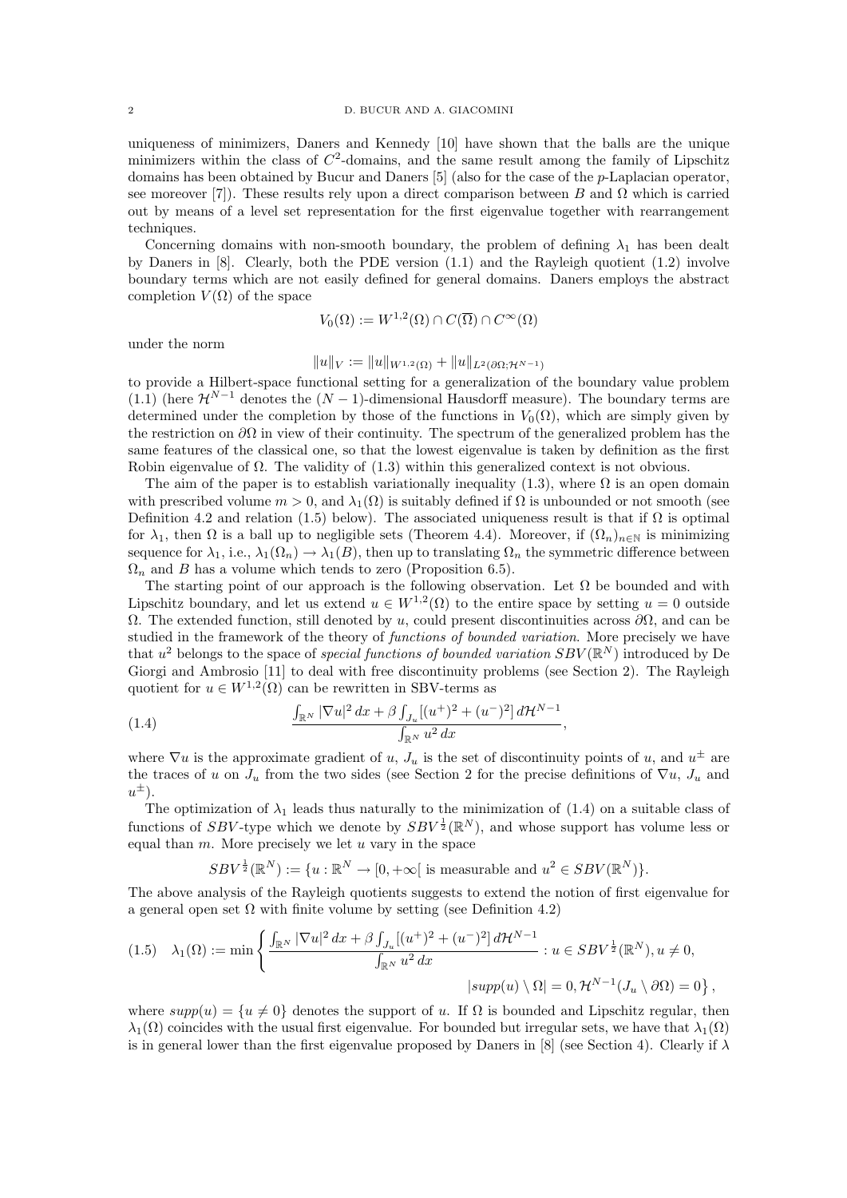uniqueness of minimizers, Daners and Kennedy [10] have shown that the balls are the unique minimizers within the class of $C^2$-domains, and the same result among the family of Lipschitz domains has been obtained by Bucur and Daners [5] (also for the case of the $p$-Laplacian operator, see moreover [7]). These results rely upon a direct comparison between $B$ and $\Omega$ which is carried out by means of a level set representation for the first eigenvalue together with rearrangement techniques.

Concerning domains with non-smooth boundary, the problem of defining $\lambda_1$ has been dealt by Daners in [8]. Clearly, both the PDE version (1.1) and the Rayleigh quotient (1.2) involve boundary terms which are not easily defined for general domains. Daners employs the abstract completion $V(\Omega)$ of the space

$$V_0(\Omega) := W^{1,2}(\Omega) \cap C(\overline{\Omega}) \cap C^\infty(\Omega)$$

under the norm

$$\|u\|_V := \|u\|_{W^{1,2}(\Omega)} + \|u\|_{L^2(\partial\Omega;\mathcal{H}^{N-1})}$$

to provide a Hilbert-space functional setting for a generalization of the boundary value problem (1.1) (here $\mathcal{H}^{N-1}$ denotes the $(N-1)$-dimensional Hausdorff measure). The boundary terms are determined under the completion by those of the functions in $V_0(\Omega)$, which are simply given by the restriction on $\partial\Omega$ in view of their continuity. The spectrum of the generalized problem has the same features of the classical one, so that the lowest eigenvalue is taken by definition as the first Robin eigenvalue of $\Omega$. The validity of (1.3) within this generalized context is not obvious.

The aim of the paper is to establish variationally inequality (1.3), where $\Omega$ is an open domain with prescribed volume $m > 0$, and $\lambda_1(\Omega)$ is suitably defined if $\Omega$ is unbounded or not smooth (see Definition 4.2 and relation (1.5) below). The associated uniqueness result is that if $\Omega$ is optimal for $\lambda_1$, then $\Omega$ is a ball up to negligible sets (Theorem 4.4). Moreover, if $(\Omega_n)_{n\in\mathbb{N}}$ is minimizing sequence for $\lambda_1$, i.e., $\lambda_1(\Omega_n) \to \lambda_1(B)$, then up to translating $\Omega_n$ the symmetric difference between $\Omega_n$ and $B$ has a volume which tends to zero (Proposition 6.5).

The starting point of our approach is the following observation. Let $\Omega$ be bounded and with Lipschitz boundary, and let us extend $u \in W^{1,2}(\Omega)$ to the entire space by setting $u = 0$ outside $\Omega$. The extended function, still denoted by $u$, could present discontinuities across $\partial\Omega$, and can be studied in the framework of the theory of *functions of bounded variation*. More precisely we have that $u^2$ belongs to the space of *special functions of bounded variation* $SBV(\mathbb{R}^N)$ introduced by De Giorgi and Ambrosio [11] to deal with free discontinuity problems (see Section 2). The Rayleigh quotient for $u \in W^{1,2}(\Omega)$ can be rewritten in SBV-terms as

$$\frac{\int_{\mathbb{R}^N} |\nabla u|^2\,dx + \beta \int_{J_u} [(u^+)^2 + (u^-)^2]\,d\mathcal{H}^{N-1}}{\int_{\mathbb{R}^N} u^2\,dx}, \tag{1.4}$$

where $\nabla u$ is the approximate gradient of $u$, $J_u$ is the set of discontinuity points of $u$, and $u^\pm$ are the traces of $u$ on $J_u$ from the two sides (see Section 2 for the precise definitions of $\nabla u$, $J_u$ and $u^\pm$).

The optimization of $\lambda_1$ leads thus naturally to the minimization of (1.4) on a suitable class of functions of $SBV$-type which we denote by $SBV^{\frac{1}{2}}(\mathbb{R}^N)$, and whose support has volume less or equal than $m$. More precisely we let $u$ vary in the space

$$SBV^{\frac{1}{2}}(\mathbb{R}^N) := \{u : \mathbb{R}^N \to [0, +\infty[ \text{ is measurable and } u^2 \in SBV(\mathbb{R}^N)\}.$$

The above analysis of the Rayleigh quotients suggests to extend the notion of first eigenvalue for a general open set $\Omega$ with finite volume by setting (see Definition 4.2)

$$\lambda_1(\Omega) := \min\left\{ \frac{\int_{\mathbb{R}^N} |\nabla u|^2\,dx + \beta \int_{J_u} [(u^+)^2 + (u^-)^2]\,d\mathcal{H}^{N-1}}{\int_{\mathbb{R}^N} u^2\,dx} : u \in SBV^{\frac{1}{2}}(\mathbb{R}^N), u \neq 0, \right.$$
$$\left. |supp(u) \setminus \Omega| = 0, \mathcal{H}^{N-1}(J_u \setminus \partial\Omega) = 0 \right\}, \tag{1.5}$$

where $supp(u) = \{u \neq 0\}$ denotes the support of $u$. If $\Omega$ is bounded and Lipschitz regular, then $\lambda_1(\Omega)$ coincides with the usual first eigenvalue. For bounded but irregular sets, we have that $\lambda_1(\Omega)$ is in general lower than the first eigenvalue proposed by Daners in [8] (see Section 4). Clearly if $\lambda$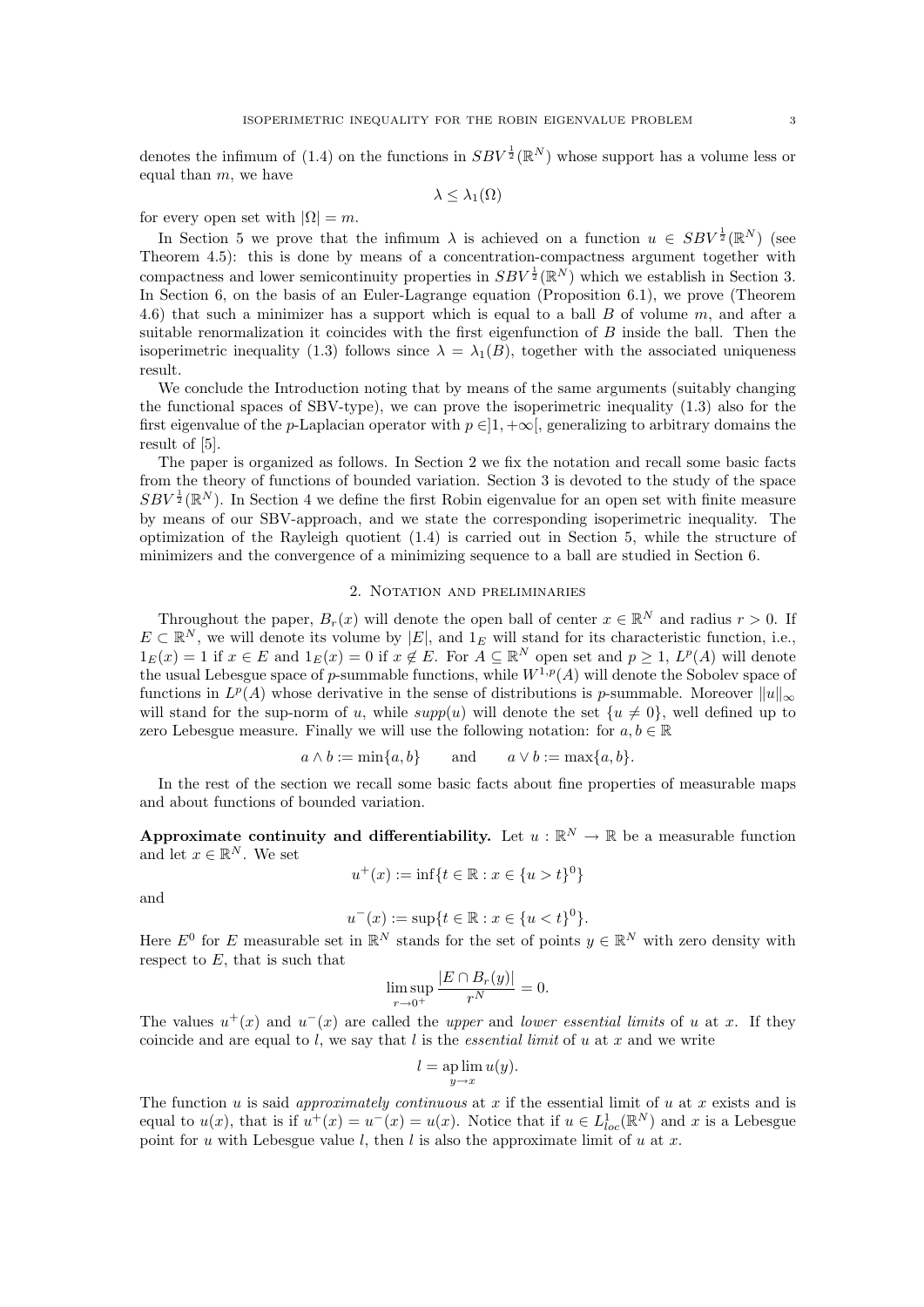denotes the infimum of (1.4) on the functions in $SBV^{\frac{1}{2}}(\mathbb{R}^N)$ whose support has a volume less or equal than $m$, we have

$$\lambda \le \lambda_1(\Omega)$$

for every open set with $|\Omega| = m$.

In Section 5 we prove that the infimum $\lambda$ is achieved on a function $u \in SBV^{\frac{1}{2}}(\mathbb{R}^N)$ (see Theorem 4.5): this is done by means of a concentration-compactness argument together with compactness and lower semicontinuity properties in $SBV^{\frac{1}{2}}(\mathbb{R}^N)$ which we establish in Section 3. In Section 6, on the basis of an Euler-Lagrange equation (Proposition 6.1), we prove (Theorem 4.6) that such a minimizer has a support which is equal to a ball $B$ of volume $m$, and after a suitable renormalization it coincides with the first eigenfunction of $B$ inside the ball. Then the isoperimetric inequality (1.3) follows since $\lambda = \lambda_1(B)$, together with the associated uniqueness result.

We conclude the Introduction noting that by means of the same arguments (suitably changing the functional spaces of SBV-type), we can prove the isoperimetric inequality (1.3) also for the first eigenvalue of the $p$-Laplacian operator with $p \in ]1, +\infty[$, generalizing to arbitrary domains the result of [5].

The paper is organized as follows. In Section 2 we fix the notation and recall some basic facts from the theory of functions of bounded variation. Section 3 is devoted to the study of the space $SBV^{\frac{1}{2}}(\mathbb{R}^N)$. In Section 4 we define the first Robin eigenvalue for an open set with finite measure by means of our SBV-approach, and we state the corresponding isoperimetric inequality. The optimization of the Rayleigh quotient (1.4) is carried out in Section 5, while the structure of minimizers and the convergence of a minimizing sequence to a ball are studied in Section 6.

## 2. Notation and preliminaries

Throughout the paper, $B_r(x)$ will denote the open ball of center $x \in \mathbb{R}^N$ and radius $r > 0$. If $E \subset \mathbb{R}^N$, we will denote its volume by $|E|$, and $1_E$ will stand for its characteristic function, i.e., $1_E(x) = 1$ if $x \in E$ and $1_E(x) = 0$ if $x \notin E$. For $A \subseteq \mathbb{R}^N$ open set and $p \ge 1$, $L^p(A)$ will denote the usual Lebesgue space of $p$-summable functions, while $W^{1,p}(A)$ will denote the Sobolev space of functions in $L^p(A)$ whose derivative in the sense of distributions is $p$-summable. Moreover $\|u\|_\infty$ will stand for the sup-norm of $u$, while $supp(u)$ will denote the set $\{u \neq 0\}$, well defined up to zero Lebesgue measure. Finally we will use the following notation: for $a, b \in \mathbb{R}$

$$a \wedge b := \min\{a, b\} \qquad \text{and} \qquad a \vee b := \max\{a, b\}.$$

In the rest of the section we recall some basic facts about fine properties of measurable maps and about functions of bounded variation.

**Approximate continuity and differentiability.** Let $u : \mathbb{R}^N \to \mathbb{R}$ be a measurable function and let $x \in \mathbb{R}^N$. We set

$$u^+(x) := \inf\{t \in \mathbb{R} : x \in \{u > t\}^0\}$$

and

$$u^-(x) := \sup\{t \in \mathbb{R} : x \in \{u < t\}^0\}.$$

Here $E^0$ for $E$ measurable set in $\mathbb{R}^N$ stands for the set of points $y \in \mathbb{R}^N$ with zero density with respect to $E$, that is such that

$$\limsup_{r \to 0^+} \frac{|E \cap B_r(y)|}{r^N} = 0.$$

The values $u^+(x)$ and $u^-(x)$ are called the *upper* and *lower essential limits* of $u$ at $x$. If they coincide and are equal to $l$, we say that $l$ is the *essential limit* of $u$ at $x$ and we write

$$l = \operatorname*{ap\,lim}_{y \to x} u(y).$$

The function $u$ is said *approximately continuous* at $x$ if the essential limit of $u$ at $x$ exists and is equal to $u(x)$, that is if $u^+(x) = u^-(x) = u(x)$. Notice that if $u \in L^1_{loc}(\mathbb{R}^N)$ and $x$ is a Lebesgue point for $u$ with Lebesgue value $l$, then $l$ is also the approximate limit of $u$ at $x$.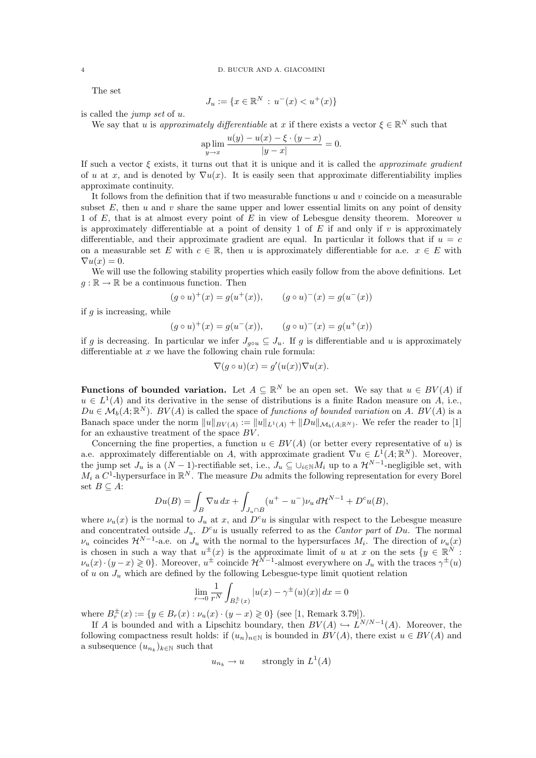The set

$$J_u := \{x \in \mathbb{R}^N \,:\, u^-(x) < u^+(x)\}$$

is called the *jump set* of $u$.

We say that $u$ is *approximately differentiable* at $x$ if there exists a vector $\xi \in \mathbb{R}^N$ such that

$$\operatorname*{ap\,lim}_{y \to x} \frac{u(y) - u(x) - \xi \cdot (y-x)}{|y-x|} = 0.$$

If such a vector $\xi$ exists, it turns out that it is unique and it is called the *approximate gradient* of $u$ at $x$, and is denoted by $\nabla u(x)$. It is easily seen that approximate differentiability implies approximate continuity.

It follows from the definition that if two measurable functions $u$ and $v$ coincide on a measurable subset $E$, then $u$ and $v$ share the same upper and lower essential limits on any point of density 1 of $E$, that is at almost every point of $E$ in view of Lebesgue density theorem. Moreover $u$ is approximately differentiable at a point of density 1 of $E$ if and only if $v$ is approximately differentiable, and their approximate gradient are equal. In particular it follows that if $u = c$ on a measurable set $E$ with $c \in \mathbb{R}$, then $u$ is approximately differentiable for a.e. $x \in E$ with $\nabla u(x) = 0$.

We will use the following stability properties which easily follow from the above definitions. Let $g : \mathbb{R} \to \mathbb{R}$ be a continuous function. Then

$$(g \circ u)^+(x) = g(u^+(x)), \qquad (g \circ u)^-(x) = g(u^-(x))$$

if $g$ is increasing, while

$$(g \circ u)^+(x) = g(u^-(x)), \qquad (g \circ u)^-(x) = g(u^+(x))$$

if $g$ is decreasing. In particular we infer $J_{g \circ u} \subseteq J_u$. If $g$ is differentiable and $u$ is approximately differentiable at $x$ we have the following chain rule formula:

$$\nabla(g \circ u)(x) = g'(u(x))\nabla u(x).$$

**Functions of bounded variation.** Let $A \subseteq \mathbb{R}^N$ be an open set. We say that $u \in BV(A)$ if $u \in L^1(A)$ and its derivative in the sense of distributions is a finite Radon measure on $A$, i.e., $Du \in \mathcal{M}_b(A;\mathbb{R}^N)$. $BV(A)$ is called the space of *functions of bounded variation* on $A$. $BV(A)$ is a Banach space under the norm $\|u\|_{BV(A)} := \|u\|_{L^1(A)} + \|Du\|_{\mathcal{M}_b(A;\mathbb{R}^N)}$. We refer the reader to [1] for an exhaustive treatment of the space $BV$.

Concerning the fine properties, a function $u \in BV(A)$ (or better every representative of $u$) is a.e. approximately differentiable on $A$, with approximate gradient $\nabla u \in L^1(A;\mathbb{R}^N)$. Moreover, the jump set $J_u$ is a $(N-1)$-rectifiable set, i.e., $J_u \subseteq \cup_{i \in \mathbb{N}} M_i$ up to a $\mathcal{H}^{N-1}$-negligible set, with $M_i$ a $C^1$-hypersurface in $\mathbb{R}^N$. The measure $Du$ admits the following representation for every Borel set $B \subseteq A$:

$$Du(B) = \int_B \nabla u \, dx + \int_{J_u \cap B} (u^+ - u^-)\nu_u \, d\mathcal{H}^{N-1} + D^c u(B),$$

where $\nu_u(x)$ is the normal to $J_u$ at $x$, and $D^c u$ is singular with respect to the Lebesgue measure and concentrated outside $J_u$. $D^c u$ is usually referred to as the *Cantor part* of $Du$. The normal $\nu_u$ coincides $\mathcal{H}^{N-1}$-a.e. on $J_u$ with the normal to the hypersurfaces $M_i$. The direction of $\nu_u(x)$ is chosen in such a way that $u^\pm(x)$ is the approximate limit of $u$ at $x$ on the sets $\{y \in \mathbb{R}^N : \nu_u(x) \cdot (y-x) \gtrless 0\}$. Moreover, $u^\pm$ coincide $\mathcal{H}^{N-1}$-almost everywhere on $J_u$ with the traces $\gamma^\pm(u)$ of $u$ on $J_u$ which are defined by the following Lebesgue-type limit quotient relation

$$\lim_{r \to 0} \frac{1}{r^N} \int_{B_r^\pm(x)} |u(x) - \gamma^\pm(u)(x)| \, dx = 0$$

where $B_r^\pm(x) := \{y \in B_r(x) : \nu_u(x) \cdot (y-x) \gtrless 0\}$ (see [1, Remark 3.79]).

If $A$ is bounded and with a Lipschitz boundary, then $BV(A) \hookrightarrow L^{N/N-1}(A)$. Moreover, the following compactness result holds: if $(u_n)_{n \in \mathbb{N}}$ is bounded in $BV(A)$, there exist $u \in BV(A)$ and a subsequence $(u_{n_k})_{k \in \mathbb{N}}$ such that

$$u_{n_k} \to u \qquad \text{strongly in } L^1(A)$$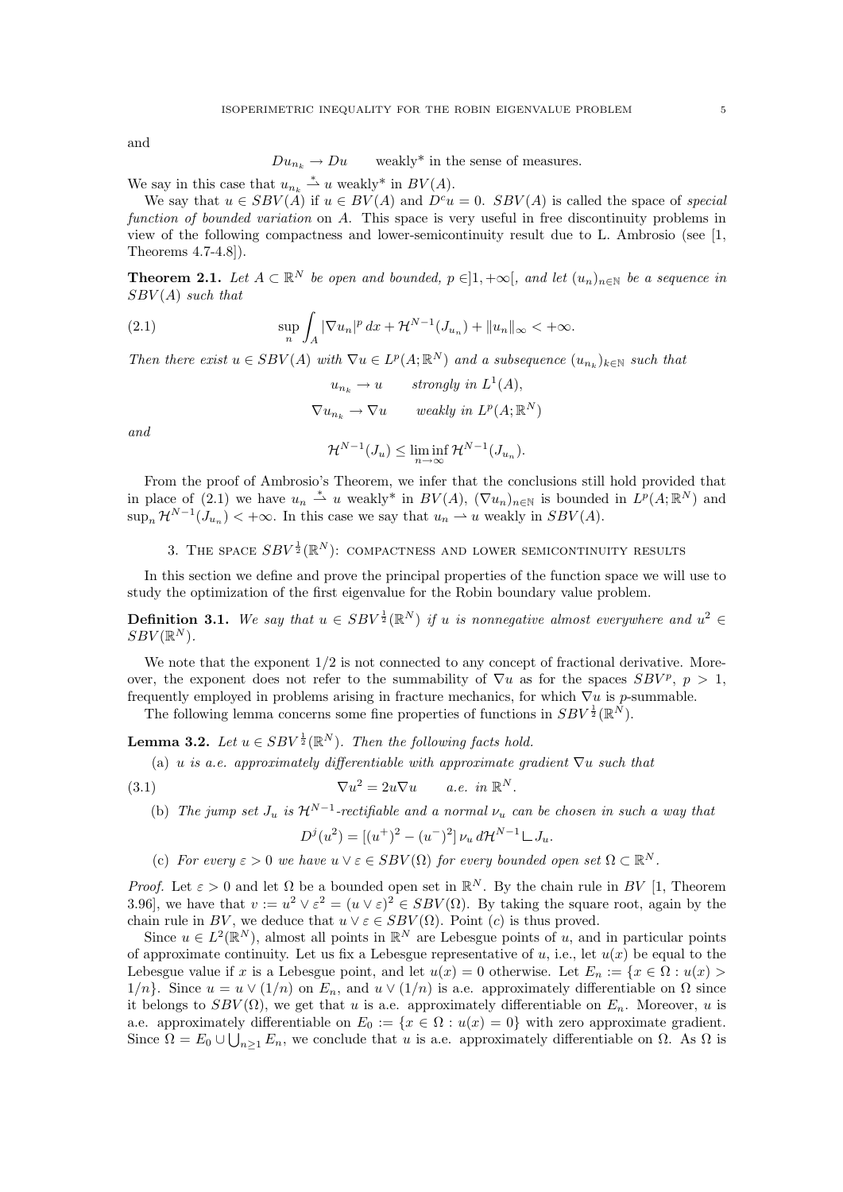and

$$Du_{n_k} \to Du \qquad \text{weakly* in the sense of measures.}$$

We say in this case that $u_{n_k} \overset{*}{\rightharpoonup} u$ weakly* in $BV(A)$.

We say that $u \in SBV(A)$ if $u \in BV(A)$ and $D^c u = 0$. $SBV(A)$ is called the space of *special function of bounded variation* on $A$. This space is very useful in free discontinuity problems in view of the following compactness and lower-semicontinuity result due to L. Ambrosio (see [1, Theorems 4.7-4.8]).

**Theorem 2.1.** *Let $A \subset \mathbb{R}^N$ be open and bounded, $p \in ]1, +\infty[$, and let $(u_n)_{n\in\mathbb{N}}$ be a sequence in $SBV(A)$ such that*

$$\sup_n \int_A |\nabla u_n|^p \, dx + \mathcal{H}^{N-1}(J_{u_n}) + \|u_n\|_\infty < +\infty. \tag{2.1}$$

*Then there exist $u \in SBV(A)$ with $\nabla u \in L^p(A; \mathbb{R}^N)$ and a subsequence $(u_{n_k})_{k\in\mathbb{N}}$ such that*

$$u_{n_k} \to u \qquad \text{strongly in } L^1(A),$$

$$\nabla u_{n_k} \to \nabla u \qquad \text{weakly in } L^p(A; \mathbb{R}^N)$$

*and*

$$\mathcal{H}^{N-1}(J_u) \le \liminf_{n\to\infty} \mathcal{H}^{N-1}(J_{u_n}).$$

From the proof of Ambrosio's Theorem, we infer that the conclusions still hold provided that in place of (2.1) we have $u_n \overset{*}{\rightharpoonup} u$ weakly* in $BV(A)$, $(\nabla u_n)_{n\in\mathbb{N}}$ is bounded in $L^p(A; \mathbb{R}^N)$ and $\sup_n \mathcal{H}^{N-1}(J_{u_n}) < +\infty$. In this case we say that $u_n \rightharpoonup u$ weakly in $SBV(A)$.

## 3. The space $SBV^{\frac{1}{2}}(\mathbb{R}^N)$: compactness and lower semicontinuity results

In this section we define and prove the principal properties of the function space we will use to study the optimization of the first eigenvalue for the Robin boundary value problem.

**Definition 3.1.** *We say that $u \in SBV^{\frac{1}{2}}(\mathbb{R}^N)$ if $u$ is nonnegative almost everywhere and $u^2 \in SBV(\mathbb{R}^N)$.*

We note that the exponent $1/2$ is not connected to any concept of fractional derivative. Moreover, the exponent does not refer to the summability of $\nabla u$ as for the spaces $SBV^p$, $p > 1$, frequently employed in problems arising in fracture mechanics, for which $\nabla u$ is $p$-summable.

The following lemma concerns some fine properties of functions in $SBV^{\frac{1}{2}}(\mathbb{R}^N)$.

**Lemma 3.2.** *Let $u \in SBV^{\frac{1}{2}}(\mathbb{R}^N)$. Then the following facts hold.*

(a) *$u$ is a.e. approximately differentiable with approximate gradient $\nabla u$ such that*

$$\nabla u^2 = 2u\nabla u \qquad \text{a.e. in } \mathbb{R}^N. \tag{3.1}$$

(b) *The jump set $J_u$ is $\mathcal{H}^{N-1}$-rectifiable and a normal $\nu_u$ can be chosen in such a way that*

$$D^j(u^2) = [(u^+)^2 - (u^-)^2]\, \nu_u \, d\mathcal{H}^{N-1} \llcorner J_u.$$

(c) *For every $\varepsilon > 0$ we have $u \vee \varepsilon \in SBV(\Omega)$ for every bounded open set $\Omega \subset \mathbb{R}^N$.*

*Proof.* Let $\varepsilon > 0$ and let $\Omega$ be a bounded open set in $\mathbb{R}^N$. By the chain rule in $BV$ [1, Theorem 3.96], we have that $v := u^2 \vee \varepsilon^2 = (u \vee \varepsilon)^2 \in SBV(\Omega)$. By taking the square root, again by the chain rule in $BV$, we deduce that $u \vee \varepsilon \in SBV(\Omega)$. Point $(c)$ is thus proved.

Since $u \in L^2(\mathbb{R}^N)$, almost all points in $\mathbb{R}^N$ are Lebesgue points of $u$, and in particular points of approximate continuity. Let us fix a Lebesgue representative of $u$, i.e., let $u(x)$ be equal to the Lebesgue value if $x$ is a Lebesgue point, and let $u(x) = 0$ otherwise. Let $E_n := \{x \in \Omega : u(x) > 1/n\}$. Since $u = u \vee (1/n)$ on $E_n$, and $u \vee (1/n)$ is a.e. approximately differentiable on $\Omega$ since it belongs to $SBV(\Omega)$, we get that $u$ is a.e. approximately differentiable on $E_n$. Moreover, $u$ is a.e. approximately differentiable on $E_0 := \{x \in \Omega : u(x) = 0\}$ with zero approximate gradient. Since $\Omega = E_0 \cup \bigcup_{n\ge1} E_n$, we conclude that $u$ is a.e. approximately differentiable on $\Omega$. As $\Omega$ is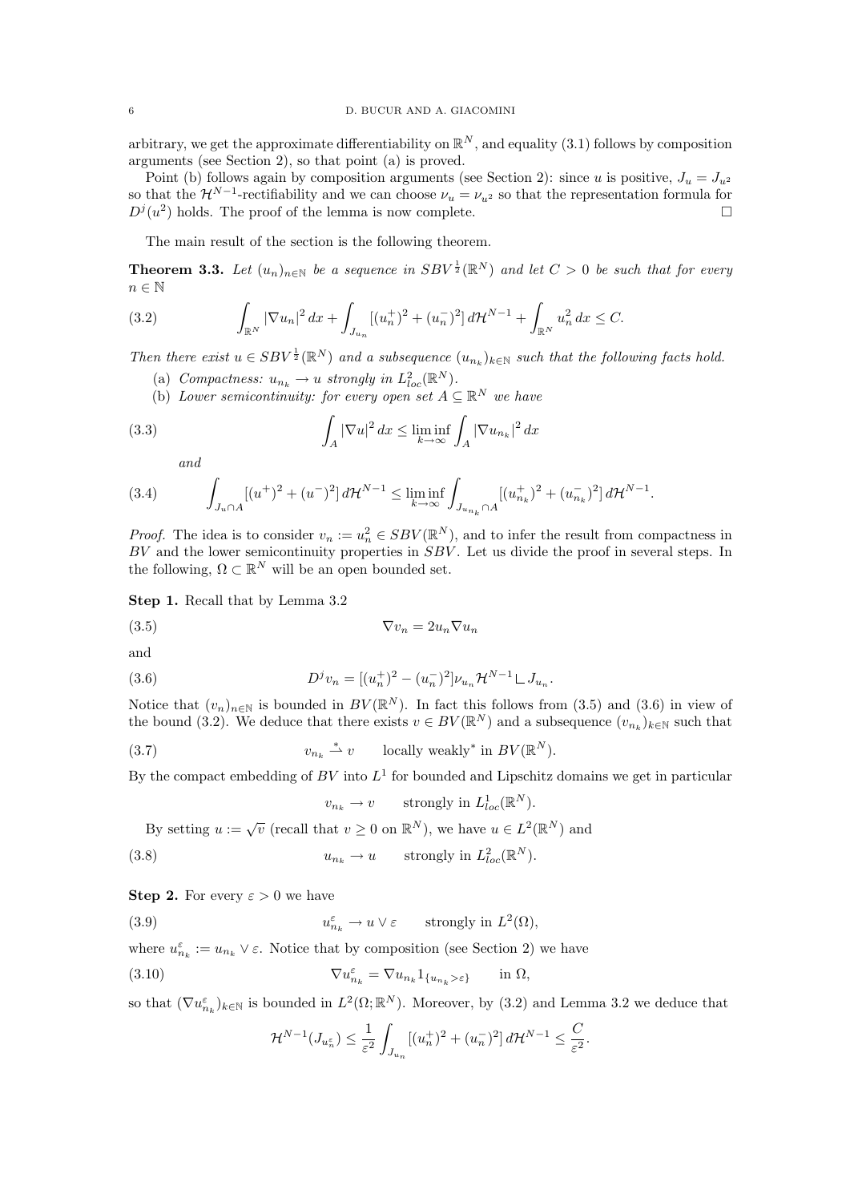arbitrary, we get the approximate differentiability on $\mathbb{R}^N$, and equality (3.1) follows by composition arguments (see Section 2), so that point (a) is proved.

Point (b) follows again by composition arguments (see Section 2): since $u$ is positive, $J_u = J_{u^2}$ so that the $\mathcal{H}^{N-1}$-rectifiability and we can choose $\nu_u = \nu_{u^2}$ so that the representation formula for $D^j(u^2)$ holds. The proof of the lemma is now complete. $\square$

The main result of the section is the following theorem.

**Theorem 3.3.** *Let $(u_n)_{n\in\mathbb{N}}$ be a sequence in $SBV^{\frac{1}{2}}(\mathbb{R}^N)$ and let $C > 0$ be such that for every $n \in \mathbb{N}$*

$$\int_{\mathbb{R}^N} |\nabla u_n|^2\, dx + \int_{J_{u_n}} [(u_n^+)^2 + (u_n^-)^2]\, d\mathcal{H}^{N-1} + \int_{\mathbb{R}^N} u_n^2\, dx \leq C. \tag{3.2}$$

*Then there exist $u \in SBV^{\frac{1}{2}}(\mathbb{R}^N)$ and a subsequence $(u_{n_k})_{k\in\mathbb{N}}$ such that the following facts hold.*

(a) *Compactness: $u_{n_k} \to u$ strongly in $L^2_{loc}(\mathbb{R}^N)$.*

(b) *Lower semicontinuity: for every open set $A \subseteq \mathbb{R}^N$ we have*

$$\int_A |\nabla u|^2\, dx \leq \liminf_{k\to\infty} \int_A |\nabla u_{n_k}|^2\, dx \tag{3.3}$$

*and*

$$\int_{J_u \cap A} [(u^+)^2 + (u^-)^2]\, d\mathcal{H}^{N-1} \leq \liminf_{k\to\infty} \int_{J_{u_{n_k}} \cap A} [(u_{n_k}^+)^2 + (u_{n_k}^-)^2]\, d\mathcal{H}^{N-1}. \tag{3.4}$$

*Proof.* The idea is to consider $v_n := u_n^2 \in SBV(\mathbb{R}^N)$, and to infer the result from compactness in $BV$ and the lower semicontinuity properties in $SBV$. Let us divide the proof in several steps. In the following, $\Omega \subset \mathbb{R}^N$ will be an open bounded set.

**Step 1.** Recall that by Lemma 3.2

$$\nabla v_n = 2u_n \nabla u_n \tag{3.5}$$

and

$$D^j v_n = [(u_n^+)^2 - (u_n^-)^2]\nu_{u_n} \mathcal{H}^{N-1} \llcorner J_{u_n}. \tag{3.6}$$

Notice that $(v_n)_{n\in\mathbb{N}}$ is bounded in $BV(\mathbb{R}^N)$. In fact this follows from (3.5) and (3.6) in view of the bound (3.2). We deduce that there exists $v \in BV(\mathbb{R}^N)$ and a subsequence $(v_{n_k})_{k\in\mathbb{N}}$ such that

$$v_{n_k} \overset{*}{\rightharpoonup} v \qquad \text{locally weakly}^* \text{ in } BV(\mathbb{R}^N). \tag{3.7}$$

By the compact embedding of $BV$ into $L^1$ for bounded and Lipschitz domains we get in particular

$$v_{n_k} \to v \qquad \text{strongly in } L^1_{loc}(\mathbb{R}^N).$$

By setting $u := \sqrt{v}$ (recall that $v \geq 0$ on $\mathbb{R}^N$), we have $u \in L^2(\mathbb{R}^N)$ and

$$u_{n_k} \to u \qquad \text{strongly in } L^2_{loc}(\mathbb{R}^N). \tag{3.8}$$

**Step 2.** For every $\varepsilon > 0$ we have

$$u_{n_k}^\varepsilon \to u \vee \varepsilon \qquad \text{strongly in } L^2(\Omega), \tag{3.9}$$

where $u_{n_k}^\varepsilon := u_{n_k} \vee \varepsilon$. Notice that by composition (see Section 2) we have

$$\nabla u_{n_k}^\varepsilon = \nabla u_{n_k} 1_{\{u_{n_k} > \varepsilon\}} \qquad \text{in } \Omega, \tag{3.10}$$

so that $(\nabla u_{n_k}^\varepsilon)_{k\in\mathbb{N}}$ is bounded in $L^2(\Omega; \mathbb{R}^N)$. Moreover, by (3.2) and Lemma 3.2 we deduce that

$$\mathcal{H}^{N-1}(J_{u_n^\varepsilon}) \leq \frac{1}{\varepsilon^2} \int_{J_{u_n}} [(u_n^+)^2 + (u_n^-)^2]\, d\mathcal{H}^{N-1} \leq \frac{C}{\varepsilon^2}.$$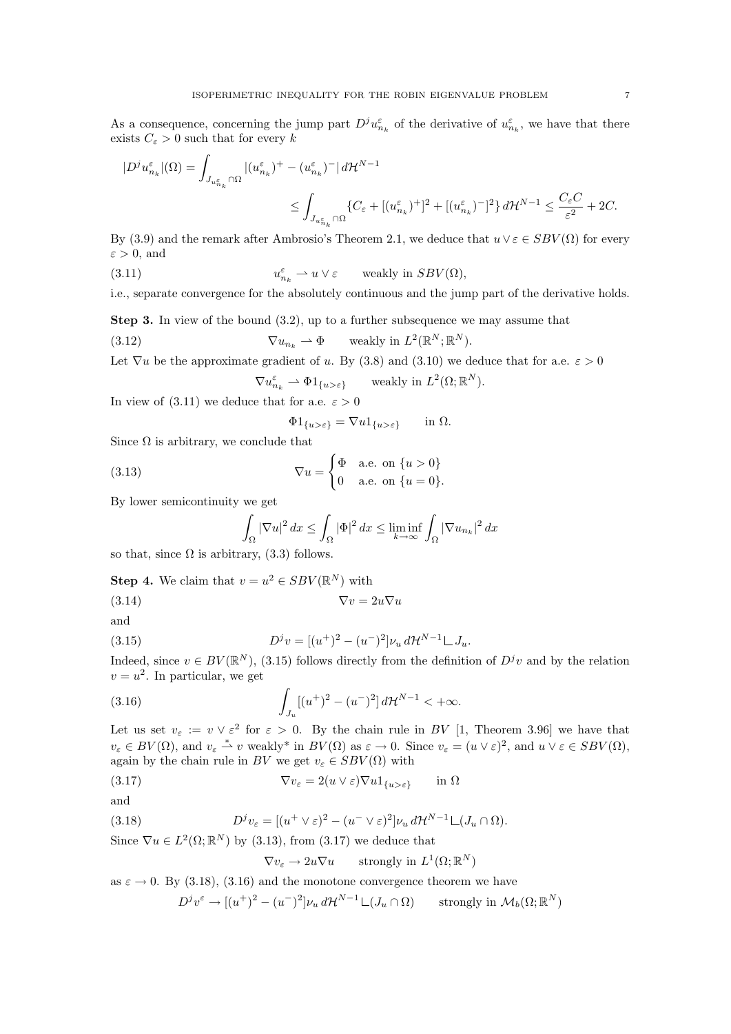As a consequence, concerning the jump part $D^j u^\varepsilon_{n_k}$ of the derivative of $u^\varepsilon_{n_k}$, we have that there exists $C_\varepsilon > 0$ such that for every $k$

$$
\begin{aligned}
|D^j u^\varepsilon_{n_k}|(\Omega) &= \int_{J_{u^\varepsilon_{n_k}} \cap \Omega} |(u^\varepsilon_{n_k})^+ - (u^\varepsilon_{n_k})^-| \, d\mathcal{H}^{N-1} \\
&\leq \int_{J_{u^\varepsilon_{n_k}} \cap \Omega} \{C_\varepsilon + [(u^\varepsilon_{n_k})^+]^2 + [(u^\varepsilon_{n_k})^-]^2\} \, d\mathcal{H}^{N-1} \leq \frac{C_\varepsilon C}{\varepsilon^2} + 2C.
\end{aligned}
$$

By (3.9) and the remark after Ambrosio's Theorem 2.1, we deduce that $u \vee \varepsilon \in SBV(\Omega)$ for every $\varepsilon > 0$, and

$$
u^\varepsilon_{n_k} \rightharpoonup u \vee \varepsilon \qquad \text{weakly in } SBV(\Omega), \tag{3.11}
$$

i.e., separate convergence for the absolutely continuous and the jump part of the derivative holds.

**Step 3.** In view of the bound (3.2), up to a further subsequence we may assume that

$$
\nabla u_{n_k} \rightharpoonup \Phi \qquad \text{weakly in } L^2(\mathbb{R}^N; \mathbb{R}^N). \tag{3.12}
$$

Let $\nabla u$ be the approximate gradient of $u$. By (3.8) and (3.10) we deduce that for a.e. $\varepsilon > 0$

$$
\nabla u^\varepsilon_{n_k} \rightharpoonup \Phi 1_{\{u > \varepsilon\}} \qquad \text{weakly in } L^2(\Omega; \mathbb{R}^N).
$$

In view of (3.11) we deduce that for a.e. $\varepsilon > 0$

$$
\Phi 1_{\{u > \varepsilon\}} = \nabla u 1_{\{u > \varepsilon\}} \qquad \text{in } \Omega.
$$

Since $\Omega$ is arbitrary, we conclude that

$$
\nabla u = \begin{cases} \Phi & \text{a.e. on } \{u > 0\} \\ 0 & \text{a.e. on } \{u = 0\}. \end{cases} \tag{3.13}
$$

By lower semicontinuity we get

$$
\int_\Omega |\nabla u|^2 \, dx \leq \int_\Omega |\Phi|^2 \, dx \leq \liminf_{k \to \infty} \int_\Omega |\nabla u_{n_k}|^2 \, dx
$$

so that, since $\Omega$ is arbitrary, (3.3) follows.

**Step 4.** We claim that $v = u^2 \in SBV(\mathbb{R}^N)$ with

$$
\nabla v = 2u \nabla u \tag{3.14}
$$

and

$$
D^j v = [(u^+)^2 - (u^-)^2] \nu_u \, d\mathcal{H}^{N-1} \llcorner J_u. \tag{3.15}
$$

Indeed, since $v \in BV(\mathbb{R}^N)$, (3.15) follows directly from the definition of $D^j v$ and by the relation $v = u^2$. In particular, we get

$$
\int_{J_u} [(u^+)^2 - (u^-)^2] \, d\mathcal{H}^{N-1} < +\infty. \tag{3.16}
$$

Let us set $v_\varepsilon := v \vee \varepsilon^2$ for $\varepsilon > 0$. By the chain rule in $BV$ [1, Theorem 3.96] we have that $v_\varepsilon \in BV(\Omega)$, and $v_\varepsilon \overset{*}{\rightharpoonup} v$ weakly* in $BV(\Omega)$ as $\varepsilon \to 0$. Since $v_\varepsilon = (u \vee \varepsilon)^2$, and $u \vee \varepsilon \in SBV(\Omega)$, again by the chain rule in $BV$ we get $v_\varepsilon \in SBV(\Omega)$ with

$$
\nabla v_\varepsilon = 2(u \vee \varepsilon) \nabla u 1_{\{u > \varepsilon\}} \qquad \text{in } \Omega \tag{3.17}
$$

and

$$
D^j v_\varepsilon = [(u^+ \vee \varepsilon)^2 - (u^- \vee \varepsilon)^2] \nu_u \, d\mathcal{H}^{N-1} \llcorner (J_u \cap \Omega). \tag{3.18}
$$

Since $\nabla u \in L^2(\Omega; \mathbb{R}^N)$ by (3.13), from (3.17) we deduce that

$$
\nabla v_\varepsilon \to 2u \nabla u \qquad \text{strongly in } L^1(\Omega; \mathbb{R}^N)
$$

as $\varepsilon \to 0$. By (3.18), (3.16) and the monotone convergence theorem we have

$$
D^j v^\varepsilon \to [(u^+)^2 - (u^-)^2] \nu_u \, d\mathcal{H}^{N-1} \llcorner (J_u \cap \Omega) \qquad \text{strongly in } \mathcal{M}_b(\Omega; \mathbb{R}^N)
$$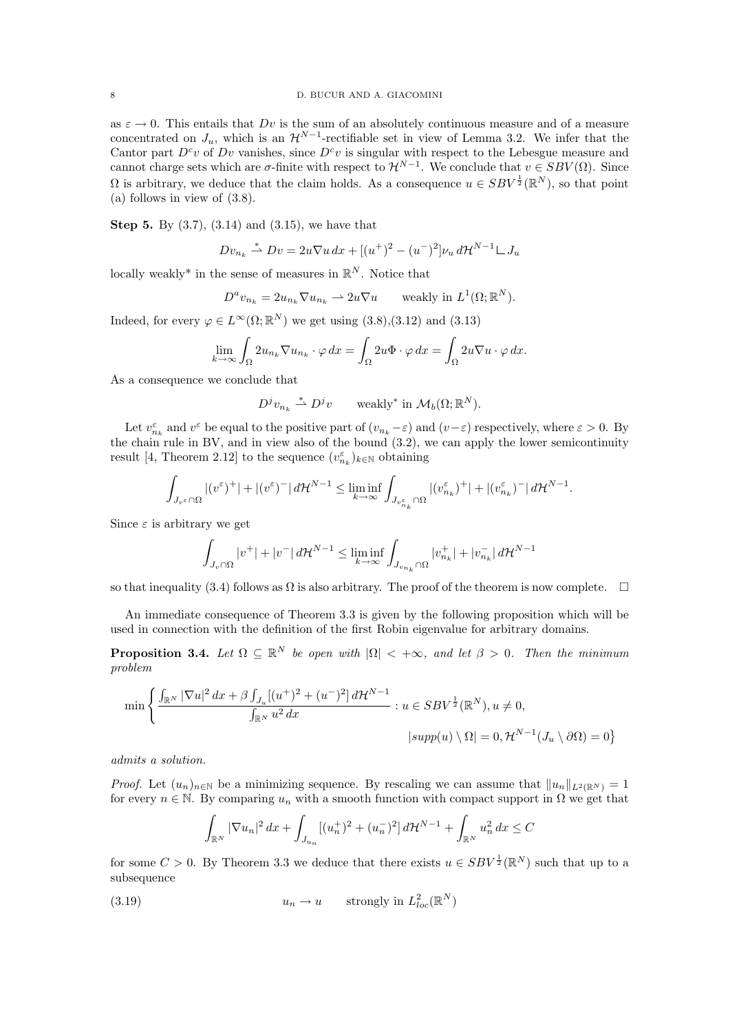as $\varepsilon \to 0$. This entails that $Dv$ is the sum of an absolutely continuous measure and of a measure concentrated on $J_u$, which is an $\mathcal{H}^{N-1}$-rectifiable set in view of Lemma 3.2. We infer that the Cantor part $D^c v$ of $Dv$ vanishes, since $D^c v$ is singular with respect to the Lebesgue measure and cannot charge sets which are $\sigma$-finite with respect to $\mathcal{H}^{N-1}$. We conclude that $v \in SBV(\Omega)$. Since $\Omega$ is arbitrary, we deduce that the claim holds. As a consequence $u \in SBV^{\frac{1}{2}}(\mathbb{R}^N)$, so that point (a) follows in view of (3.8).

**Step 5.** By (3.7), (3.14) and (3.15), we have that

$$Dv_{n_k} \overset{*}{\rightharpoonup} Dv = 2u\nabla u \, dx + [(u^+)^2 - (u^-)^2]\nu_u \, d\mathcal{H}^{N-1} \llcorner J_u$$

locally weakly* in the sense of measures in $\mathbb{R}^N$. Notice that

$$D^a v_{n_k} = 2u_{n_k} \nabla u_{n_k} \rightharpoonup 2u\nabla u \qquad \text{weakly in } L^1(\Omega; \mathbb{R}^N).$$

Indeed, for every $\varphi \in L^\infty(\Omega; \mathbb{R}^N)$ we get using (3.8),(3.12) and (3.13)

$$\lim_{k\to\infty} \int_\Omega 2u_{n_k} \nabla u_{n_k} \cdot \varphi \, dx = \int_\Omega 2u\Phi \cdot \varphi \, dx = \int_\Omega 2u\nabla u \cdot \varphi \, dx.$$

As a consequence we conclude that

$$D^j v_{n_k} \overset{*}{\rightharpoonup} D^j v \qquad \text{weakly* in } \mathcal{M}_b(\Omega; \mathbb{R}^N).$$

Let $v^\varepsilon_{n_k}$ and $v^\varepsilon$ be equal to the positive part of $(v_{n_k} - \varepsilon)$ and $(v - \varepsilon)$ respectively, where $\varepsilon > 0$. By the chain rule in BV, and in view also of the bound (3.2), we can apply the lower semicontinuity result [4, Theorem 2.12] to the sequence $(v^\varepsilon_{n_k})_{k\in\mathbb{N}}$ obtaining

$$\int_{J_{v^\varepsilon}\cap\Omega} |(v^\varepsilon)^+| + |(v^\varepsilon)^-| \, d\mathcal{H}^{N-1} \le \liminf_{k\to\infty} \int_{J_{v^\varepsilon_{n_k}}\cap\Omega} |(v^\varepsilon_{n_k})^+| + |(v^\varepsilon_{n_k})^-| \, d\mathcal{H}^{N-1}.$$

Since $\varepsilon$ is arbitrary we get

$$\int_{J_v\cap\Omega} |v^+| + |v^-| \, d\mathcal{H}^{N-1} \le \liminf_{k\to\infty} \int_{J_{v_{n_k}}\cap\Omega} |v^+_{n_k}| + |v^-_{n_k}| \, d\mathcal{H}^{N-1}$$

so that inequality (3.4) follows as $\Omega$ is also arbitrary. The proof of the theorem is now complete. $\square$

An immediate consequence of Theorem 3.3 is given by the following proposition which will be used in connection with the definition of the first Robin eigenvalue for arbitrary domains.

**Proposition 3.4.** *Let $\Omega \subseteq \mathbb{R}^N$ be open with $|\Omega| < +\infty$, and let $\beta > 0$. Then the minimum problem*

$$\min \left\{ \frac{\int_{\mathbb{R}^N} |\nabla u|^2 \, dx + \beta \int_{J_u} [(u^+)^2 + (u^-)^2] \, d\mathcal{H}^{N-1}}{\int_{\mathbb{R}^N} u^2 \, dx} : u \in SBV^{\frac{1}{2}}(\mathbb{R}^N), u \neq 0, \right.$$
$$\left. |supp(u) \setminus \Omega| = 0, \mathcal{H}^{N-1}(J_u \setminus \partial\Omega) = 0 \right\}$$

*admits a solution.*

*Proof.* Let $(u_n)_{n\in\mathbb{N}}$ be a minimizing sequence. By rescaling we can assume that $\|u_n\|_{L^2(\mathbb{R}^N)} = 1$ for every $n \in \mathbb{N}$. By comparing $u_n$ with a smooth function with compact support in $\Omega$ we get that

$$\int_{\mathbb{R}^N} |\nabla u_n|^2 \, dx + \int_{J_{u_n}} [(u_n^+)^2 + (u_n^-)^2] \, d\mathcal{H}^{N-1} + \int_{\mathbb{R}^N} u_n^2 \, dx \le C$$

for some $C > 0$. By Theorem 3.3 we deduce that there exists $u \in SBV^{\frac{1}{2}}(\mathbb{R}^N)$ such that up to a subsequence

$$u_n \to u \qquad \text{strongly in } L^2_{loc}(\mathbb{R}^N) \tag{3.19}$$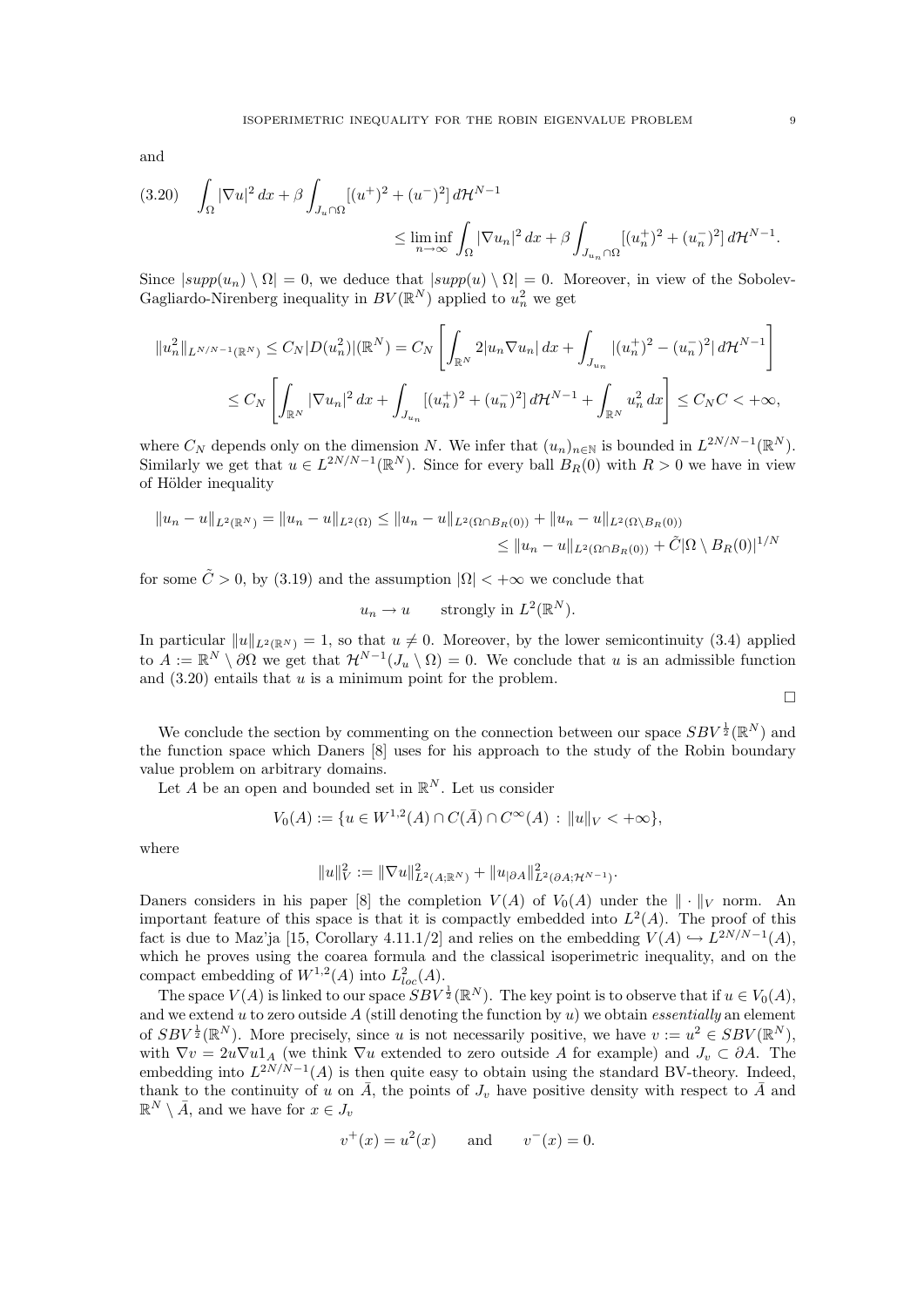and

$$
(3.20)\quad \int_\Omega |\nabla u|^2\,dx + \beta\int_{J_u\cap\Omega}[(u^+)^2+(u^-)^2]\,d\mathcal{H}^{N-1} \le \liminf_{n\to\infty}\int_\Omega |\nabla u_n|^2\,dx + \beta\int_{J_{u_n}\cap\Omega}[(u_n^+)^2+(u_n^-)^2]\,d\mathcal{H}^{N-1}.
$$

Since $|supp(u_n)\setminus\Omega| = 0$, we deduce that $|supp(u)\setminus\Omega| = 0$. Moreover, in view of the Sobolev-Gagliardo-Nirenberg inequality in $BV(\mathbb{R}^N)$ applied to $u_n^2$ we get

$$
\begin{aligned}
\|u_n^2\|_{L^{N/N-1}(\mathbb{R}^N)} &\le C_N|D(u_n^2)|(\mathbb{R}^N) = C_N\left[\int_{\mathbb{R}^N} 2|u_n\nabla u_n|\,dx + \int_{J_{u_n}}|(u_n^+)^2-(u_n^-)^2|\,d\mathcal{H}^{N-1}\right]\\
&\le C_N\left[\int_{\mathbb{R}^N}|\nabla u_n|^2\,dx + \int_{J_{u_n}}[(u_n^+)^2+(u_n^-)^2]\,d\mathcal{H}^{N-1} + \int_{\mathbb{R}^N}u_n^2\,dx\right] \le C_N C < +\infty,
\end{aligned}
$$

where $C_N$ depends only on the dimension $N$. We infer that $(u_n)_{n\in\mathbb{N}}$ is bounded in $L^{2N/N-1}(\mathbb{R}^N)$. Similarly we get that $u\in L^{2N/N-1}(\mathbb{R}^N)$. Since for every ball $B_R(0)$ with $R>0$ we have in view of Hölder inequality

$$
\begin{aligned}
\|u_n-u\|_{L^2(\mathbb{R}^N)} = \|u_n-u\|_{L^2(\Omega)} &\le \|u_n-u\|_{L^2(\Omega\cap B_R(0))} + \|u_n-u\|_{L^2(\Omega\setminus B_R(0))}\\
&\le \|u_n-u\|_{L^2(\Omega\cap B_R(0))} + \tilde{C}|\Omega\setminus B_R(0)|^{1/N}
\end{aligned}
$$

for some $\tilde{C}>0$, by (3.19) and the assumption $|\Omega|<+\infty$ we conclude that

$$
u_n \to u \qquad \text{strongly in } L^2(\mathbb{R}^N).
$$

In particular $\|u\|_{L^2(\mathbb{R}^N)} = 1$, so that $u\neq 0$. Moreover, by the lower semicontinuity (3.4) applied to $A := \mathbb{R}^N\setminus\partial\Omega$ we get that $\mathcal{H}^{N-1}(J_u\setminus\Omega) = 0$. We conclude that $u$ is an admissible function and (3.20) entails that $u$ is a minimum point for the problem.

□

We conclude the section by commenting on the connection between our space $SBV^{\frac12}(\mathbb{R}^N)$ and the function space which Daners [8] uses for his approach to the study of the Robin boundary value problem on arbitrary domains.

Let $A$ be an open and bounded set in $\mathbb{R}^N$. Let us consider

$$
V_0(A) := \{u\in W^{1,2}(A)\cap C(\bar{A})\cap C^\infty(A) \,:\, \|u\|_V<+\infty\},
$$

where

$$
\|u\|_V^2 := \|\nabla u\|^2_{L^2(A;\mathbb{R}^N)} + \|u_{|\partial A}\|^2_{L^2(\partial A;\mathcal{H}^{N-1})}.
$$

Daners considers in his paper [8] the completion $V(A)$ of $V_0(A)$ under the $\|\cdot\|_V$ norm. An important feature of this space is that it is compactly embedded into $L^2(A)$. The proof of this fact is due to Maz'ja [15, Corollary 4.11.1/2] and relies on the embedding $V(A)\hookrightarrow L^{2N/N-1}(A)$, which he proves using the coarea formula and the classical isoperimetric inequality, and on the compact embedding of $W^{1,2}(A)$ into $L^2_{loc}(A)$.

The space $V(A)$ is linked to our space $SBV^{\frac12}(\mathbb{R}^N)$. The key point is to observe that if $u\in V_0(A)$, and we extend $u$ to zero outside $A$ (still denoting the function by $u$) we obtain *essentially* an element of $SBV^{\frac12}(\mathbb{R}^N)$. More precisely, since $u$ is not necessarily positive, we have $v:=u^2\in SBV(\mathbb{R}^N)$, with $\nabla v = 2u\nabla u 1_A$ (we think $\nabla u$ extended to zero outside $A$ for example) and $J_v\subset\partial A$. The embedding into $L^{2N/N-1}(A)$ is then quite easy to obtain using the standard BV-theory. Indeed, thank to the continuity of $u$ on $\bar{A}$, the points of $J_v$ have positive density with respect to $\bar{A}$ and $\mathbb{R}^N\setminus\bar{A}$, and we have for $x\in J_v$

$$
v^+(x) = u^2(x) \qquad\text{and}\qquad v^-(x) = 0.
$$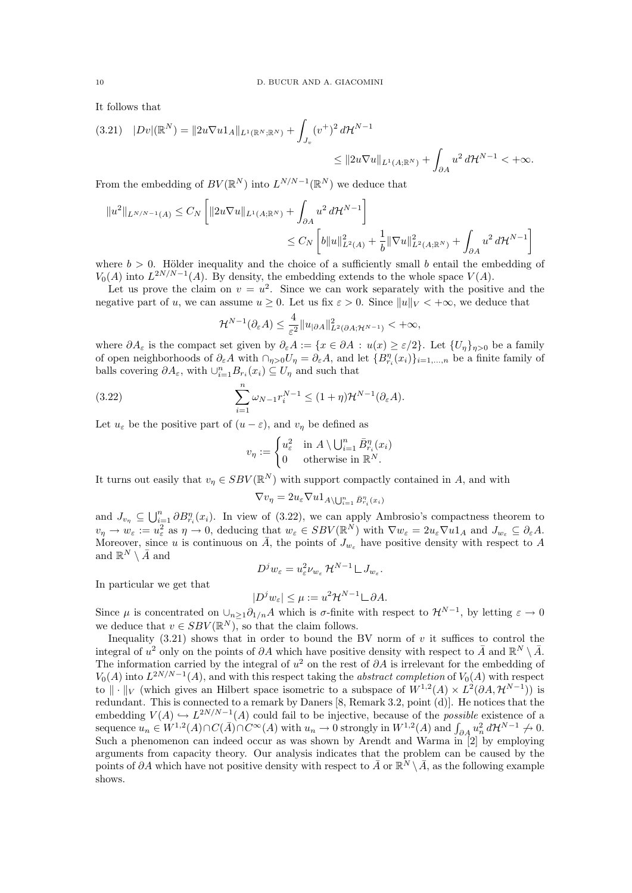It follows that

$$
(3.21)\quad |Dv|(\mathbb{R}^N) = \|2u\nabla u 1_A\|_{L^1(\mathbb{R}^N;\mathbb{R}^N)} + \int_{J_v} (v^+)^2\, d\mathcal{H}^{N-1} \le \|2u\nabla u\|_{L^1(A;\mathbb{R}^N)} + \int_{\partial A} u^2\, d\mathcal{H}^{N-1} < +\infty.
$$

From the embedding of $BV(\mathbb{R}^N)$ into $L^{N/N-1}(\mathbb{R}^N)$ we deduce that

$$
\|u^2\|_{L^{N/N-1}(A)} \le C_N \left[ \|2u\nabla u\|_{L^1(A;\mathbb{R}^N)} + \int_{\partial A} u^2\, d\mathcal{H}^{N-1} \right] \le C_N \left[ b\|u\|^2_{L^2(A)} + \frac{1}{b}\|\nabla u\|^2_{L^2(A;\mathbb{R}^N)} + \int_{\partial A} u^2\, d\mathcal{H}^{N-1} \right]
$$

where $b > 0$. Hölder inequality and the choice of a sufficiently small $b$ entail the embedding of $V_0(A)$ into $L^{2N/N-1}(A)$. By density, the embedding extends to the whole space $V(A)$.

Let us prove the claim on $v = u^2$. Since we can work separately with the positive and the negative part of $u$, we can assume $u \ge 0$. Let us fix $\varepsilon > 0$. Since $\|u\|_V < +\infty$, we deduce that

$$
\mathcal{H}^{N-1}(\partial_\varepsilon A) \le \frac{4}{\varepsilon^2} \|u_{|\partial A}\|^2_{L^2(\partial A;\mathcal{H}^{N-1})} < +\infty,
$$

where $\partial A_\varepsilon$ is the compact set given by $\partial_\varepsilon A := \{x \in \partial A : u(x) \ge \varepsilon/2\}$. Let $\{U_\eta\}_{\eta>0}$ be a family of open neighborhoods of $\partial_\varepsilon A$ with $\cap_{\eta>0} U_\eta = \partial_\varepsilon A$, and let $\{B^\eta_{r_i}(x_i)\}_{i=1,\dots,n}$ be a finite family of balls covering $\partial A_\varepsilon$, with $\cup_{i=1}^n B_{r_i}(x_i) \subseteq U_\eta$ and such that

$$
(3.22)\qquad \sum_{i=1}^n \omega_{N-1} r_i^{N-1} \le (1+\eta)\mathcal{H}^{N-1}(\partial_\varepsilon A).
$$

Let $u_\varepsilon$ be the positive part of $(u-\varepsilon)$, and $v_\eta$ be defined as

$$
v_\eta := \begin{cases} u_\varepsilon^2 & \text{in } A \setminus \bigcup_{i=1}^n \bar{B}^\eta_{r_i}(x_i) \\ 0 & \text{otherwise in } \mathbb{R}^N. \end{cases}
$$

It turns out easily that $v_\eta \in SBV(\mathbb{R}^N)$ with support compactly contained in $A$, and with

$$
\nabla v_\eta = 2u_\varepsilon \nabla u 1_{A\setminus \bigcup_{i=1}^n \bar{B}^\eta_{r_i}(x_i)}
$$

and $J_{v_\eta} \subseteq \bigcup_{i=1}^n \partial B^\eta_{r_i}(x_i)$. In view of (3.22), we can apply Ambrosio's compactness theorem to $v_\eta \to w_\varepsilon := u_\varepsilon^2$ as $\eta \to 0$, deducing that $w_\varepsilon \in SBV(\mathbb{R}^N)$ with $\nabla w_\varepsilon = 2u_\varepsilon \nabla u 1_A$ and $J_{w_\varepsilon} \subseteq \partial_\varepsilon A$. Moreover, since $u$ is continuous on $\bar{A}$, the points of $J_{w_\varepsilon}$ have positive density with respect to $A$ and $\mathbb{R}^N \setminus \bar{A}$ and

$$
D^j w_\varepsilon = u_\varepsilon^2 \nu_{w_\varepsilon}\, \mathcal{H}^{N-1} \llcorner J_{w_\varepsilon}.
$$

In particular we get that

$$
|D^j w_\varepsilon| \le \mu := u^2 \mathcal{H}^{N-1} \llcorner \partial A.
$$

Since $\mu$ is concentrated on $\cup_{n\ge 1} \partial_{1/n} A$ which is $\sigma$-finite with respect to $\mathcal{H}^{N-1}$, by letting $\varepsilon \to 0$ we deduce that $v \in SBV(\mathbb{R}^N)$, so that the claim follows.

Inequality (3.21) shows that in order to bound the BV norm of $v$ it suffices to control the integral of $u^2$ only on the points of $\partial A$ which have positive density with respect to $\bar{A}$ and $\mathbb{R}^N \setminus \bar{A}$. The information carried by the integral of $u^2$ on the rest of $\partial A$ is irrelevant for the embedding of $V_0(A)$ into $L^{2N/N-1}(A)$, and with this respect taking the *abstract completion* of $V_0(A)$ with respect to $\|\cdot\|_V$ (which gives an Hilbert space isometric to a subspace of $W^{1,2}(A) \times L^2(\partial A, \mathcal{H}^{N-1})$) is redundant. This is connected to a remark by Daners [8, Remark 3.2, point (d)]. He notices that the embedding $V(A) \hookrightarrow L^{2N/N-1}(A)$ could fail to be injective, because of the *possible* existence of a sequence $u_n \in W^{1,2}(A) \cap C(\bar{A}) \cap C^\infty(A)$ with $u_n \to 0$ strongly in $W^{1,2}(A)$ and $\int_{\partial A} u_n^2\, d\mathcal{H}^{N-1} \not\to 0$. Such a phenomenon can indeed occur as was shown by Arendt and Warma in [2] by employing arguments from capacity theory. Our analysis indicates that the problem can be caused by the points of $\partial A$ which have not positive density with respect to $\bar{A}$ or $\mathbb{R}^N \setminus \bar{A}$, as the following example shows.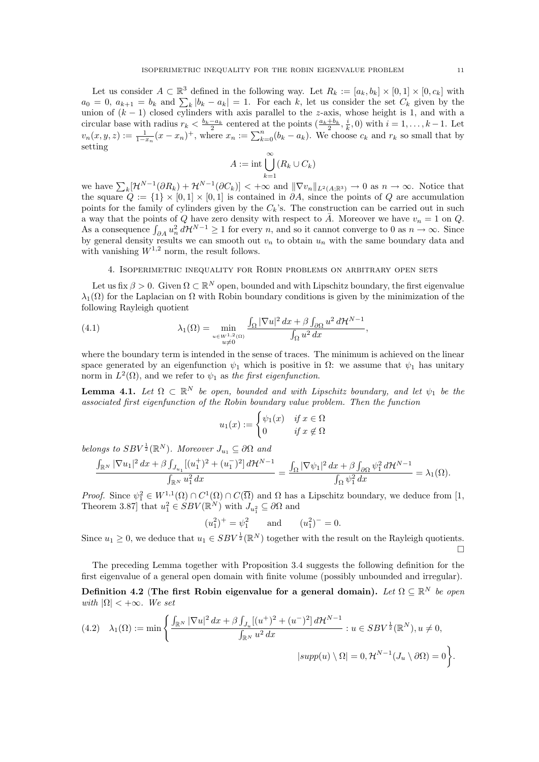Let us consider $A \subset \mathbb{R}^3$ defined in the following way. Let $R_k := [a_k, b_k] \times [0,1] \times [0, c_k]$ with $a_0 = 0$, $a_{k+1} = b_k$ and $\sum_k |b_k - a_k| = 1$. For each $k$, let us consider the set $C_k$ given by the union of $(k-1)$ closed cylinders with axis parallel to the $z$-axis, whose height is 1, and with a circular base with radius $r_k < \frac{b_k - a_k}{2}$ centered at the points $(\frac{a_k+b_k}{2}, \frac{i}{k}, 0)$ with $i = 1, \dots, k-1$. Let $v_n(x,y,z) := \frac{1}{1-x_n}(x - x_n)^+$, where $x_n := \sum_{k=0}^n (b_k - a_k)$. We choose $c_k$ and $r_k$ so small that by setting

$$A := \operatorname{int} \bigcup_{k=1}^{\infty} (R_k \cup C_k)$$

we have $\sum_k [\mathcal{H}^{N-1}(\partial R_k) + \mathcal{H}^{N-1}(\partial C_k)] < +\infty$ and $\|\nabla v_n\|_{L^2(A;\mathbb{R}^3)} \to 0$ as $n \to \infty$. Notice that the square $Q := \{1\} \times [0,1] \times [0,1]$ is contained in $\partial A$, since the points of $Q$ are accumulation points for the family of cylinders given by the $C_k$'s. The construction can be carried out in such a way that the points of $Q$ have zero density with respect to $\bar{A}$. Moreover we have $v_n = 1$ on $Q$. As a consequence $\int_{\partial A} u_n^2 \, d\mathcal{H}^{N-1} \geq 1$ for every $n$, and so it cannot converge to 0 as $n \to \infty$. Since by general density results we can smooth out $v_n$ to obtain $u_n$ with the same boundary data and with vanishing $W^{1,2}$ norm, the result follows.

## 4. Isoperimetric inequality for Robin problems on arbitrary open sets

Let us fix $\beta > 0$. Given $\Omega \subset \mathbb{R}^N$ open, bounded and with Lipschitz boundary, the first eigenvalue $\lambda_1(\Omega)$ for the Laplacian on $\Omega$ with Robin boundary conditions is given by the minimization of the following Rayleigh quotient

$$\lambda_1(\Omega) = \min_{\substack{u \in W^{1,2}(\Omega) \\ u \neq 0}} \frac{\int_\Omega |\nabla u|^2 \, dx + \beta \int_{\partial\Omega} u^2 \, d\mathcal{H}^{N-1}}{\int_\Omega u^2 \, dx}, \tag{4.1}$$

where the boundary term is intended in the sense of traces. The minimum is achieved on the linear space generated by an eigenfunction $\psi_1$ which is positive in $\Omega$: we assume that $\psi_1$ has unitary norm in $L^2(\Omega)$, and we refer to $\psi_1$ as *the first eigenfunction*.

**Lemma 4.1.** *Let $\Omega \subset \mathbb{R}^N$ be open, bounded and with Lipschitz boundary, and let $\psi_1$ be the associated first eigenfunction of the Robin boundary value problem. Then the function*

$$u_1(x) := \begin{cases} \psi_1(x) & \text{if } x \in \Omega \\ 0 & \text{if } x \notin \Omega \end{cases}$$

*belongs to $SBV^{\frac{1}{2}}(\mathbb{R}^N)$. Moreover $J_{u_1} \subseteq \partial\Omega$ and*

$$\frac{\int_{\mathbb{R}^N} |\nabla u_1|^2 \, dx + \beta \int_{J_{u_1}} [(u_1^+)^2 + (u_1^-)^2] \, d\mathcal{H}^{N-1}}{\int_{\mathbb{R}^N} u_1^2 \, dx} = \frac{\int_\Omega |\nabla \psi_1|^2 \, dx + \beta \int_{\partial\Omega} \psi_1^2 \, d\mathcal{H}^{N-1}}{\int_\Omega \psi_1^2 \, dx} = \lambda_1(\Omega).$$

*Proof.* Since $\psi_1^2 \in W^{1,1}(\Omega) \cap C^1(\Omega) \cap C(\overline{\Omega})$ and $\Omega$ has a Lipschitz boundary, we deduce from [1, Theorem 3.87] that $u_1^2 \in SBV(\mathbb{R}^N)$ with $J_{u_1^2} \subseteq \partial\Omega$ and

$$(u_1^2)^+ = \psi_1^2 \qquad \text{and} \qquad (u_1^2)^- = 0.$$

Since $u_1 \geq 0$, we deduce that $u_1 \in SBV^{\frac{1}{2}}(\mathbb{R}^N)$ together with the result on the Rayleigh quotients. $\square$

The preceding Lemma together with Proposition 3.4 suggests the following definition for the first eigenvalue of a general open domain with finite volume (possibly unbounded and irregular).

**Definition 4.2** (**The first Robin eigenvalue for a general domain**)**.** *Let $\Omega \subseteq \mathbb{R}^N$ be open with $|\Omega| < +\infty$. We set*

$$\lambda_1(\Omega) := \min \left\{ \frac{\int_{\mathbb{R}^N} |\nabla u|^2 \, dx + \beta \int_{J_u} [(u^+)^2 + (u^-)^2] \, d\mathcal{H}^{N-1}}{\int_{\mathbb{R}^N} u^2 \, dx} : u \in SBV^{\frac{1}{2}}(\mathbb{R}^N), u \neq 0, \right.$$
$$\left. |supp(u) \setminus \Omega| = 0, \mathcal{H}^{N-1}(J_u \setminus \partial\Omega) = 0 \right\}. \tag{4.2}$$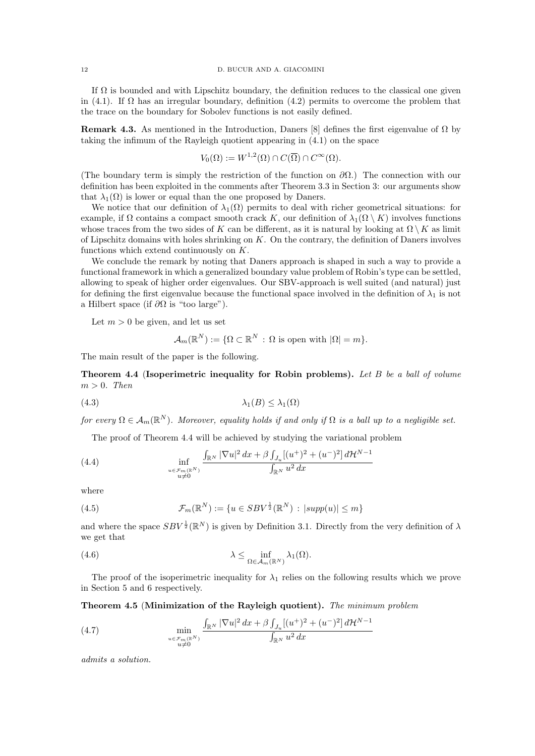If $\Omega$ is bounded and with Lipschitz boundary, the definition reduces to the classical one given in (4.1). If $\Omega$ has an irregular boundary, definition (4.2) permits to overcome the problem that the trace on the boundary for Sobolev functions is not easily defined.

**Remark 4.3.** As mentioned in the Introduction, Daners [8] defines the first eigenvalue of $\Omega$ by taking the infimum of the Rayleigh quotient appearing in (4.1) on the space

$$V_0(\Omega) := W^{1,2}(\Omega) \cap C(\overline{\Omega}) \cap C^\infty(\Omega).$$

(The boundary term is simply the restriction of the function on $\partial\Omega$.) The connection with our definition has been exploited in the comments after Theorem 3.3 in Section 3: our arguments show that $\lambda_1(\Omega)$ is lower or equal than the one proposed by Daners.

We notice that our definition of $\lambda_1(\Omega)$ permits to deal with richer geometrical situations: for example, if $\Omega$ contains a compact smooth crack $K$, our definition of $\lambda_1(\Omega \setminus K)$ involves functions whose traces from the two sides of $K$ can be different, as it is natural by looking at $\Omega \setminus K$ as limit of Lipschitz domains with holes shrinking on $K$. On the contrary, the definition of Daners involves functions which extend continuously on $K$.

We conclude the remark by noting that Daners approach is shaped in such a way to provide a functional framework in which a generalized boundary value problem of Robin's type can be settled, allowing to speak of higher order eigenvalues. Our SBV-approach is well suited (and natural) just for defining the first eigenvalue because the functional space involved in the definition of $\lambda_1$ is not a Hilbert space (if $\partial\Omega$ is "too large").

Let $m > 0$ be given, and let us set

$$\mathcal{A}_m(\mathbb{R}^N) := \{\Omega \subset \mathbb{R}^N \,:\, \Omega \text{ is open with } |\Omega| = m\}.$$

The main result of the paper is the following.

**Theorem 4.4 (Isoperimetric inequality for Robin problems).** *Let $B$ be a ball of volume $m > 0$. Then*

$$\lambda_1(B) \le \lambda_1(\Omega) \tag{4.3}$$

*for every $\Omega \in \mathcal{A}_m(\mathbb{R}^N)$. Moreover, equality holds if and only if $\Omega$ is a ball up to a negligible set.*

The proof of Theorem 4.4 will be achieved by studying the variational problem

$$\inf_{\substack{u \in \mathcal{F}_m(\mathbb{R}^N)\\ u \neq 0}} \frac{\int_{\mathbb{R}^N} |\nabla u|^2\,dx + \beta \int_{J_u} [(u^+)^2 + (u^-)^2]\,d\mathcal{H}^{N-1}}{\int_{\mathbb{R}^N} u^2\,dx} \tag{4.4}$$

where

$$\mathcal{F}_m(\mathbb{R}^N) := \{u \in SBV^{\frac{1}{2}}(\mathbb{R}^N) \,:\, |supp(u)| \le m\} \tag{4.5}$$

and where the space $SBV^{\frac{1}{2}}(\mathbb{R}^N)$ is given by Definition 3.1. Directly from the very definition of $\lambda$ we get that

$$\lambda \le \inf_{\Omega \in \mathcal{A}_m(\mathbb{R}^N)} \lambda_1(\Omega). \tag{4.6}$$

The proof of the isoperimetric inequality for $\lambda_1$ relies on the following results which we prove in Section 5 and 6 respectively.

**Theorem 4.5 (Minimization of the Rayleigh quotient).** *The minimum problem*

$$\min_{\substack{u \in \mathcal{F}_m(\mathbb{R}^N)\\ u \neq 0}} \frac{\int_{\mathbb{R}^N} |\nabla u|^2\,dx + \beta \int_{J_u} [(u^+)^2 + (u^-)^2]\,d\mathcal{H}^{N-1}}{\int_{\mathbb{R}^N} u^2\,dx} \tag{4.7}$$

*admits a solution.*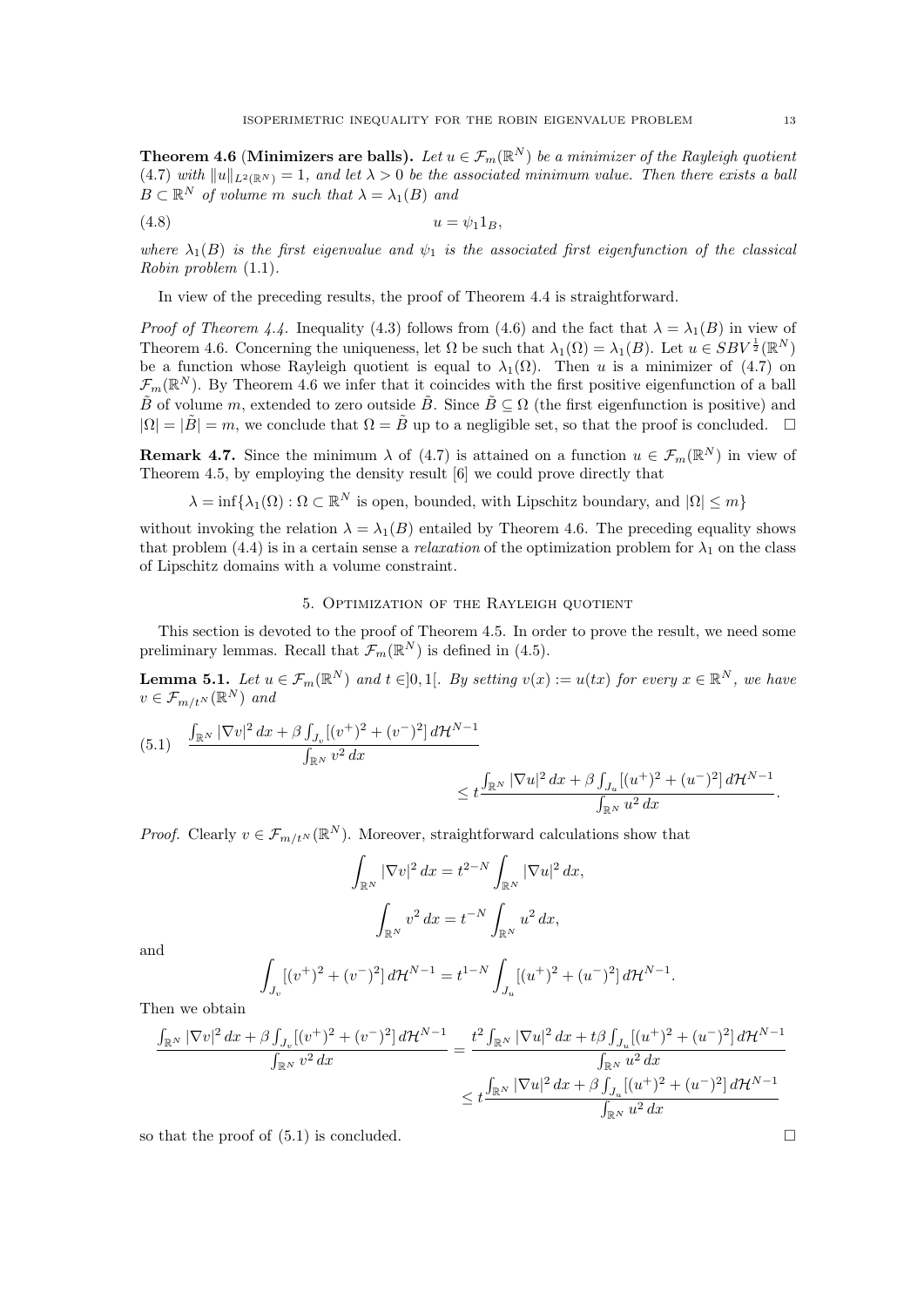**Theorem 4.6 (Minimizers are balls).** *Let $u \in \mathcal{F}_m(\mathbb{R}^N)$ be a minimizer of the Rayleigh quotient (4.7) with $\|u\|_{L^2(\mathbb{R}^N)} = 1$, and let $\lambda > 0$ be the associated minimum value. Then there exists a ball $B \subset \mathbb{R}^N$ of volume $m$ such that $\lambda = \lambda_1(B)$ and*

$$u = \psi_1 1_B, \tag{4.8}$$

*where $\lambda_1(B)$ is the first eigenvalue and $\psi_1$ is the associated first eigenfunction of the classical Robin problem* (1.1).

In view of the preceding results, the proof of Theorem 4.4 is straightforward.

*Proof of Theorem 4.4.* Inequality (4.3) follows from (4.6) and the fact that $\lambda = \lambda_1(B)$ in view of Theorem 4.6. Concerning the uniqueness, let $\Omega$ be such that $\lambda_1(\Omega) = \lambda_1(B)$. Let $u \in SBV^{\frac{1}{2}}(\mathbb{R}^N)$ be a function whose Rayleigh quotient is equal to $\lambda_1(\Omega)$. Then $u$ is a minimizer of (4.7) on $\mathcal{F}_m(\mathbb{R}^N)$. By Theorem 4.6 we infer that it coincides with the first positive eigenfunction of a ball $\tilde{B}$ of volume $m$, extended to zero outside $\tilde{B}$. Since $\tilde{B} \subseteq \Omega$ (the first eigenfunction is positive) and $|\Omega| = |\tilde{B}| = m$, we conclude that $\Omega = \tilde{B}$ up to a negligible set, so that the proof is concluded. $\square$

**Remark 4.7.** Since the minimum $\lambda$ of (4.7) is attained on a function $u \in \mathcal{F}_m(\mathbb{R}^N)$ in view of Theorem 4.5, by employing the density result [6] we could prove directly that

$$\lambda = \inf\{\lambda_1(\Omega) : \Omega \subset \mathbb{R}^N \text{ is open, bounded, with Lipschitz boundary, and } |\Omega| \le m\}$$

without invoking the relation $\lambda = \lambda_1(B)$ entailed by Theorem 4.6. The preceding equality shows that problem (4.4) is in a certain sense a *relaxation* of the optimization problem for $\lambda_1$ on the class of Lipschitz domains with a volume constraint.

## 5. Optimization of the Rayleigh quotient

This section is devoted to the proof of Theorem 4.5. In order to prove the result, we need some preliminary lemmas. Recall that $\mathcal{F}_m(\mathbb{R}^N)$ is defined in (4.5).

**Lemma 5.1.** *Let $u \in \mathcal{F}_m(\mathbb{R}^N)$ and $t \in ]0,1[$. By setting $v(x) := u(tx)$ for every $x \in \mathbb{R}^N$, we have $v \in \mathcal{F}_{m/t^N}(\mathbb{R}^N)$ and*

$$\frac{\int_{\mathbb{R}^N} |\nabla v|^2\,dx + \beta \int_{J_v} [(v^+)^2 + (v^-)^2]\,d\mathcal{H}^{N-1}}{\int_{\mathbb{R}^N} v^2\,dx} \le t\frac{\int_{\mathbb{R}^N} |\nabla u|^2\,dx + \beta \int_{J_u} [(u^+)^2 + (u^-)^2]\,d\mathcal{H}^{N-1}}{\int_{\mathbb{R}^N} u^2\,dx}. \tag{5.1}$$

*Proof.* Clearly $v \in \mathcal{F}_{m/t^N}(\mathbb{R}^N)$. Moreover, straightforward calculations show that

$$\int_{\mathbb{R}^N} |\nabla v|^2\,dx = t^{2-N} \int_{\mathbb{R}^N} |\nabla u|^2\,dx,$$

$$\int_{\mathbb{R}^N} v^2\,dx = t^{-N} \int_{\mathbb{R}^N} u^2\,dx,$$

and

$$\int_{J_v} [(v^+)^2 + (v^-)^2]\,d\mathcal{H}^{N-1} = t^{1-N} \int_{J_u} [(u^+)^2 + (u^-)^2]\,d\mathcal{H}^{N-1}.$$

Then we obtain

$$\frac{\int_{\mathbb{R}^N} |\nabla v|^2\,dx + \beta \int_{J_v} [(v^+)^2 + (v^-)^2]\,d\mathcal{H}^{N-1}}{\int_{\mathbb{R}^N} v^2\,dx} = \frac{t^2 \int_{\mathbb{R}^N} |\nabla u|^2\,dx + t\beta \int_{J_u} [(u^+)^2 + (u^-)^2]\,d\mathcal{H}^{N-1}}{\int_{\mathbb{R}^N} u^2\,dx}$$
$$\le t\frac{\int_{\mathbb{R}^N} |\nabla u|^2\,dx + \beta \int_{J_u} [(u^+)^2 + (u^-)^2]\,d\mathcal{H}^{N-1}}{\int_{\mathbb{R}^N} u^2\,dx}$$

so that the proof of (5.1) is concluded. $\square$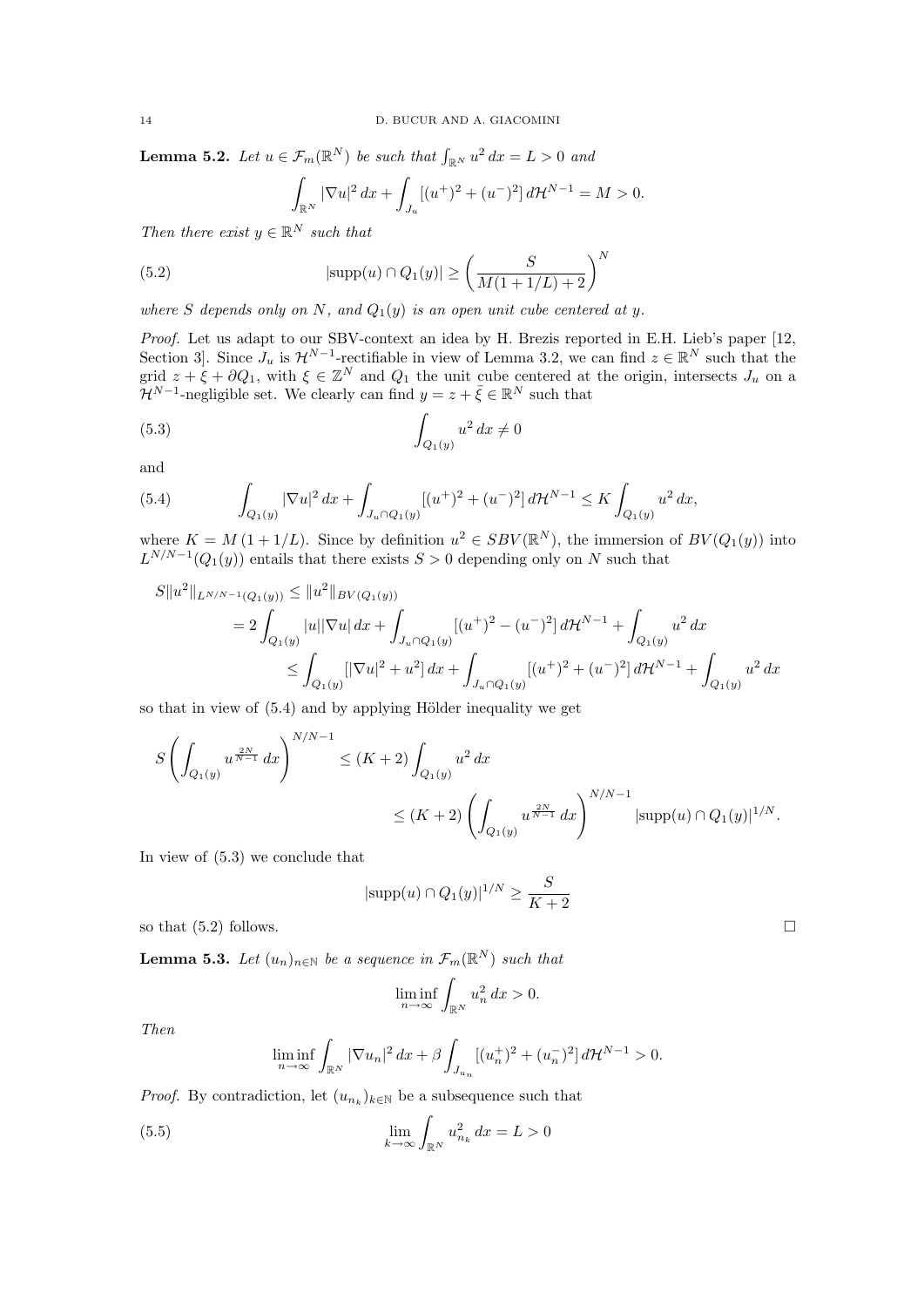**Lemma 5.2.** *Let $u \in \mathcal{F}_m(\mathbb{R}^N)$ be such that $\int_{\mathbb{R}^N} u^2\,dx = L > 0$ and*

$$\int_{\mathbb{R}^N} |\nabla u|^2\,dx + \int_{J_u} [(u^+)^2 + (u^-)^2]\,d\mathcal{H}^{N-1} = M > 0.$$

*Then there exist $y \in \mathbb{R}^N$ such that*

$$|\text{supp}(u) \cap Q_1(y)| \geq \left(\frac{S}{M(1+1/L)+2}\right)^N \tag{5.2}$$

*where $S$ depends only on $N$, and $Q_1(y)$ is an open unit cube centered at $y$.*

*Proof.* Let us adapt to our SBV-context an idea by H. Brezis reported in E.H. Lieb's paper [12, Section 3]. Since $J_u$ is $\mathcal{H}^{N-1}$-rectifiable in view of Lemma 3.2, we can find $z \in \mathbb{R}^N$ such that the grid $z + \xi + \partial Q_1$, with $\xi \in \mathbb{Z}^N$ and $Q_1$ the unit cube centered at the origin, intersects $J_u$ on a $\mathcal{H}^{N-1}$-negligible set. We clearly can find $y = z + \bar{\xi} \in \mathbb{R}^N$ such that

$$\int_{Q_1(y)} u^2\,dx \neq 0 \tag{5.3}$$

and

$$\int_{Q_1(y)} |\nabla u|^2\,dx + \int_{J_u \cap Q_1(y)} [(u^+)^2 + (u^-)^2]\,d\mathcal{H}^{N-1} \leq K \int_{Q_1(y)} u^2\,dx, \tag{5.4}$$

where $K = M\,(1 + 1/L)$. Since by definition $u^2 \in SBV(\mathbb{R}^N)$, the immersion of $BV(Q_1(y))$ into $L^{N/N-1}(Q_1(y))$ entails that there exists $S > 0$ depending only on $N$ such that

$$\begin{aligned}
S\|u^2\|_{L^{N/N-1}(Q_1(y))} &\leq \|u^2\|_{BV(Q_1(y))} \\
&= 2\int_{Q_1(y)} |u||\nabla u|\,dx + \int_{J_u \cap Q_1(y)} [(u^+)^2 - (u^-)^2]\,d\mathcal{H}^{N-1} + \int_{Q_1(y)} u^2\,dx \\
&\leq \int_{Q_1(y)} [|\nabla u|^2 + u^2]\,dx + \int_{J_u \cap Q_1(y)} [(u^+)^2 + (u^-)^2]\,d\mathcal{H}^{N-1} + \int_{Q_1(y)} u^2\,dx
\end{aligned}$$

so that in view of (5.4) and by applying Hölder inequality we get

$$\begin{aligned}
S\left(\int_{Q_1(y)} u^{\frac{2N}{N-1}}\,dx\right)^{N/N-1} &\leq (K+2)\int_{Q_1(y)} u^2\,dx \\
&\leq (K+2)\left(\int_{Q_1(y)} u^{\frac{2N}{N-1}}\,dx\right)^{N/N-1} |\text{supp}(u) \cap Q_1(y)|^{1/N}.
\end{aligned}$$

In view of (5.3) we conclude that

$$|\text{supp}(u) \cap Q_1(y)|^{1/N} \geq \frac{S}{K+2}$$

so that (5.2) follows. $\square$

**Lemma 5.3.** *Let $(u_n)_{n\in\mathbb{N}}$ be a sequence in $\mathcal{F}_m(\mathbb{R}^N)$ such that*

$$\liminf_{n\to\infty} \int_{\mathbb{R}^N} u_n^2\,dx > 0.$$

*Then*

$$\liminf_{n\to\infty} \int_{\mathbb{R}^N} |\nabla u_n|^2\,dx + \beta \int_{J_{u_n}} [(u_n^+)^2 + (u_n^-)^2]\,d\mathcal{H}^{N-1} > 0.$$

*Proof.* By contradiction, let $(u_{n_k})_{k\in\mathbb{N}}$ be a subsequence such that

$$\lim_{k\to\infty} \int_{\mathbb{R}^N} u_{n_k}^2\,dx = L > 0 \tag{5.5}$$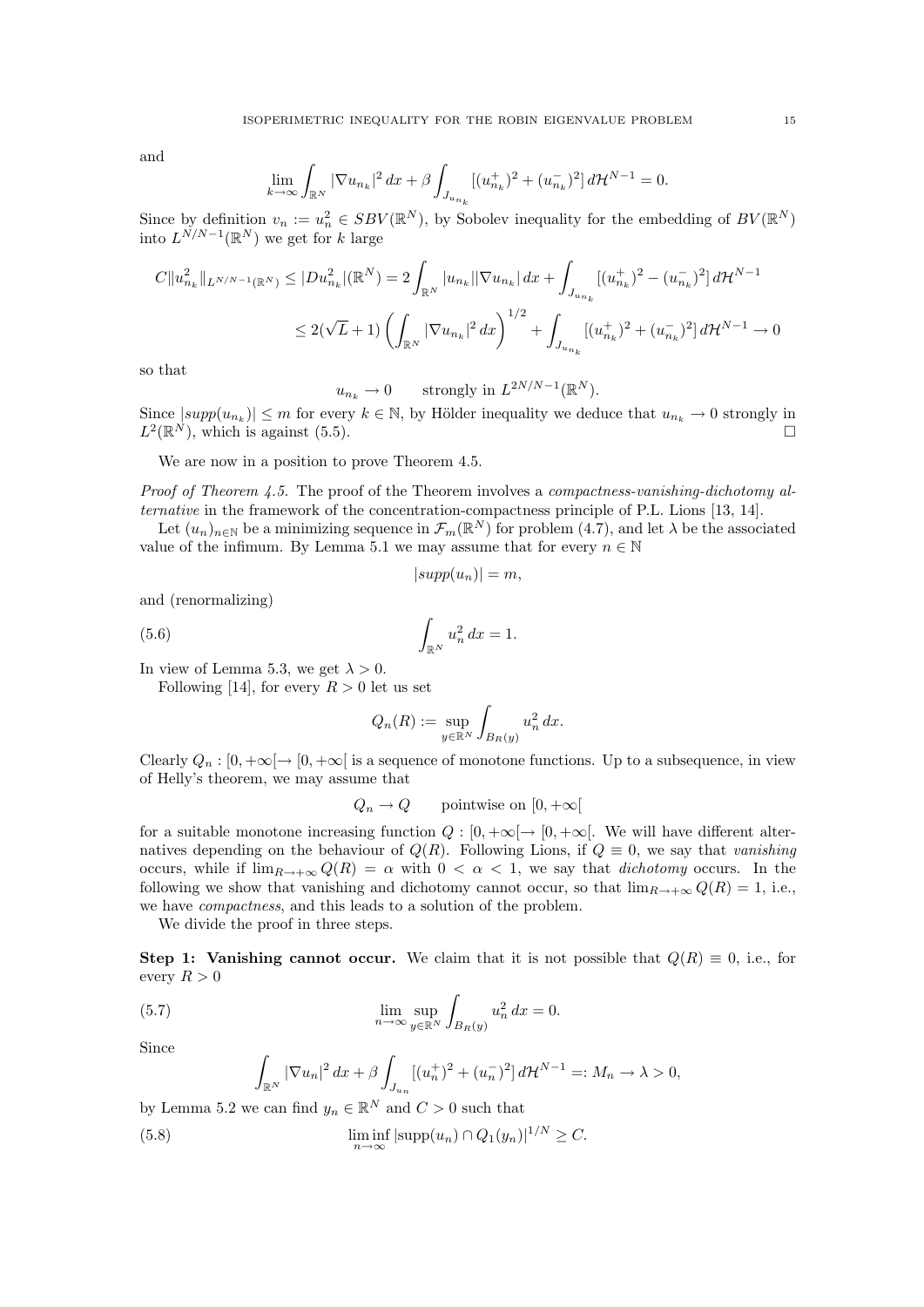and

$$\lim_{k\to\infty}\int_{\mathbb{R}^N}|\nabla u_{n_k}|^2\,dx+\beta\int_{J_{u_{n_k}}}[(u_{n_k}^+)^2+(u_{n_k}^-)^2]\,d\mathcal{H}^{N-1}=0.$$

Since by definition $v_n := u_n^2 \in SBV(\mathbb{R}^N)$, by Sobolev inequality for the embedding of $BV(\mathbb{R}^N)$ into $L^{N/N-1}(\mathbb{R}^N)$ we get for $k$ large

$$\begin{aligned}C\|u_{n_k}^2\|_{L^{N/N-1}(\mathbb{R}^N)} &\le |Du_{n_k}^2|(\mathbb{R}^N)=2\int_{\mathbb{R}^N}|u_{n_k}||\nabla u_{n_k}|\,dx+\int_{J_{u_{n_k}}}[(u_{n_k}^+)^2-(u_{n_k}^-)^2]\,d\mathcal{H}^{N-1}\\ &\le 2(\sqrt{L}+1)\left(\int_{\mathbb{R}^N}|\nabla u_{n_k}|^2\,dx\right)^{1/2}+\int_{J_{u_{n_k}}}[(u_{n_k}^+)^2+(u_{n_k}^-)^2]\,d\mathcal{H}^{N-1}\to 0\end{aligned}$$

so that

$$u_{n_k}\to 0 \qquad \text{strongly in } L^{2N/N-1}(\mathbb{R}^N).$$

Since $|supp(u_{n_k})|\le m$ for every $k\in\mathbb{N}$, by Hölder inequality we deduce that $u_{n_k}\to 0$ strongly in $L^2(\mathbb{R}^N)$, which is against (5.5). □

We are now in a position to prove Theorem 4.5.

*Proof of Theorem 4.5.* The proof of the Theorem involves a *compactness-vanishing-dichotomy alternative* in the framework of the concentration-compactness principle of P.L. Lions [13, 14].

Let $(u_n)_{n\in\mathbb{N}}$ be a minimizing sequence in $\mathcal{F}_m(\mathbb{R}^N)$ for problem (4.7), and let $\lambda$ be the associated value of the infimum. By Lemma 5.1 we may assume that for every $n\in\mathbb{N}$

$$|supp(u_n)|=m,$$

and (renormalizing)

$$\int_{\mathbb{R}^N}u_n^2\,dx=1. \tag{5.6}$$

In view of Lemma 5.3, we get $\lambda>0$.

Following [14], for every $R>0$ let us set

$$Q_n(R):=\sup_{y\in\mathbb{R}^N}\int_{B_R(y)}u_n^2\,dx.$$

Clearly $Q_n:[0,+\infty[\to[0,+\infty[$ is a sequence of monotone functions. Up to a subsequence, in view of Helly's theorem, we may assume that

$$Q_n\to Q \qquad \text{pointwise on } [0,+\infty[$$

for a suitable monotone increasing function $Q:[0,+\infty[\to[0,+\infty[$. We will have different alternatives depending on the behaviour of $Q(R)$. Following Lions, if $Q\equiv 0$, we say that *vanishing* occurs, while if $\lim_{R\to+\infty}Q(R)=\alpha$ with $0<\alpha<1$, we say that *dichotomy* occurs. In the following we show that vanishing and dichotomy cannot occur, so that $\lim_{R\to+\infty}Q(R)=1$, i.e., we have *compactness*, and this leads to a solution of the problem.

We divide the proof in three steps.

**Step 1: Vanishing cannot occur.** We claim that it is not possible that $Q(R)\equiv 0$, i.e., for every $R>0$

$$\lim_{n\to\infty}\sup_{y\in\mathbb{R}^N}\int_{B_R(y)}u_n^2\,dx=0. \tag{5.7}$$

Since

$$\int_{\mathbb{R}^N}|\nabla u_n|^2\,dx+\beta\int_{J_{u_n}}[(u_n^+)^2+(u_n^-)^2]\,d\mathcal{H}^{N-1}=:M_n\to\lambda>0,$$

by Lemma 5.2 we can find $y_n\in\mathbb{R}^N$ and $C>0$ such that

$$\liminf_{n\to\infty}|\text{supp}(u_n)\cap Q_1(y_n)|^{1/N}\ge C. \tag{5.8}$$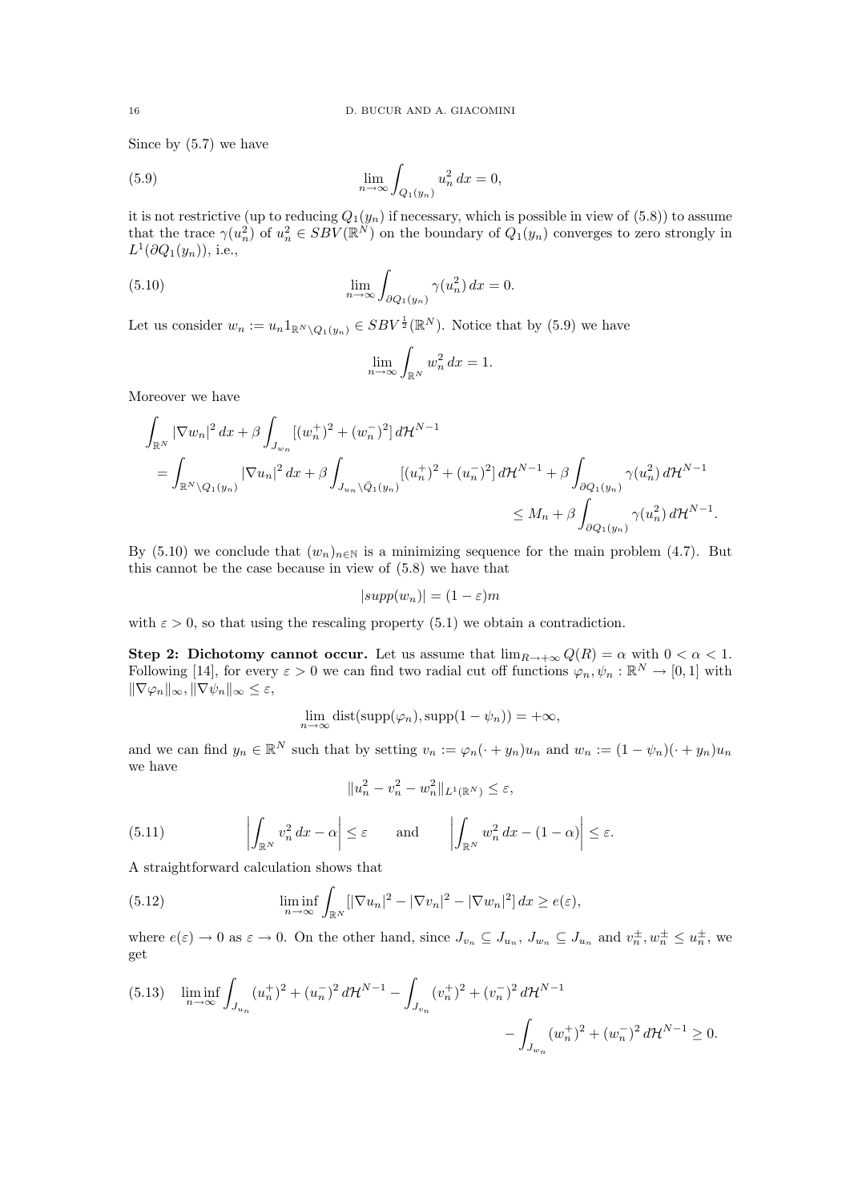Since by (5.7) we have

$$\lim_{n\to\infty} \int_{Q_1(y_n)} u_n^2 \, dx = 0, \tag{5.9}$$

it is not restrictive (up to reducing $Q_1(y_n)$ if necessary, which is possible in view of (5.8)) to assume that the trace $\gamma(u_n^2)$ of $u_n^2 \in SBV(\mathbb{R}^N)$ on the boundary of $Q_1(y_n)$ converges to zero strongly in $L^1(\partial Q_1(y_n))$, i.e.,

$$\lim_{n\to\infty} \int_{\partial Q_1(y_n)} \gamma(u_n^2) \, dx = 0. \tag{5.10}$$

Let us consider $w_n := u_n 1_{\mathbb{R}^N \setminus Q_1(y_n)} \in SBV^{\frac{1}{2}}(\mathbb{R}^N)$. Notice that by (5.9) we have

$$\lim_{n\to\infty} \int_{\mathbb{R}^N} w_n^2 \, dx = 1.$$

Moreover we have

$$\begin{aligned}
&\int_{\mathbb{R}^N} |\nabla w_n|^2 \, dx + \beta \int_{J_{w_n}} [(w_n^+)^2 + (w_n^-)^2] \, d\mathcal{H}^{N-1} \\
&= \int_{\mathbb{R}^N \setminus Q_1(y_n)} |\nabla u_n|^2 \, dx + \beta \int_{J_{u_n} \setminus \bar{Q}_1(y_n)} [(u_n^+)^2 + (u_n^-)^2] \, d\mathcal{H}^{N-1} + \beta \int_{\partial Q_1(y_n)} \gamma(u_n^2) \, d\mathcal{H}^{N-1} \\
&\leq M_n + \beta \int_{\partial Q_1(y_n)} \gamma(u_n^2) \, d\mathcal{H}^{N-1}.
\end{aligned}$$

By (5.10) we conclude that $(w_n)_{n\in\mathbb{N}}$ is a minimizing sequence for the main problem (4.7). But this cannot be the case because in view of (5.8) we have that

$$|supp(w_n)| = (1-\varepsilon)m$$

with $\varepsilon > 0$, so that using the rescaling property (5.1) we obtain a contradiction.

**Step 2: Dichotomy cannot occur.** Let us assume that $\lim_{R\to+\infty} Q(R) = \alpha$ with $0 < \alpha < 1$. Following [14], for every $\varepsilon > 0$ we can find two radial cut off functions $\varphi_n, \psi_n : \mathbb{R}^N \to [0,1]$ with $\|\nabla \varphi_n\|_\infty, \|\nabla \psi_n\|_\infty \leq \varepsilon$,

$$\lim_{n\to\infty} \text{dist}(\text{supp}(\varphi_n), \text{supp}(1-\psi_n)) = +\infty,$$

and we can find $y_n \in \mathbb{R}^N$ such that by setting $v_n := \varphi_n(\cdot + y_n)u_n$ and $w_n := (1-\psi_n)(\cdot + y_n)u_n$ we have

$$\|u_n^2 - v_n^2 - w_n^2\|_{L^1(\mathbb{R}^N)} \leq \varepsilon,$$

$$\left| \int_{\mathbb{R}^N} v_n^2 \, dx - \alpha \right| \leq \varepsilon \qquad \text{and} \qquad \left| \int_{\mathbb{R}^N} w_n^2 \, dx - (1-\alpha) \right| \leq \varepsilon. \tag{5.11}$$

A straightforward calculation shows that

$$\liminf_{n\to\infty} \int_{\mathbb{R}^N} [|\nabla u_n|^2 - |\nabla v_n|^2 - |\nabla w_n|^2] \, dx \geq e(\varepsilon), \tag{5.12}$$

where $e(\varepsilon) \to 0$ as $\varepsilon \to 0$. On the other hand, since $J_{v_n} \subseteq J_{u_n}$, $J_{w_n} \subseteq J_{u_n}$ and $v_n^\pm, w_n^\pm \leq u_n^\pm$, we get

$$\begin{aligned}
\liminf_{n\to\infty} \int_{J_{u_n}} (u_n^+)^2 + (u_n^-)^2 \, d\mathcal{H}^{N-1} - \int_{J_{v_n}} (v_n^+)^2 + (v_n^-)^2 \, d\mathcal{H}^{N-1} \\
- \int_{J_{w_n}} (w_n^+)^2 + (w_n^-)^2 \, d\mathcal{H}^{N-1} \geq 0.
\end{aligned} \tag{5.13}$$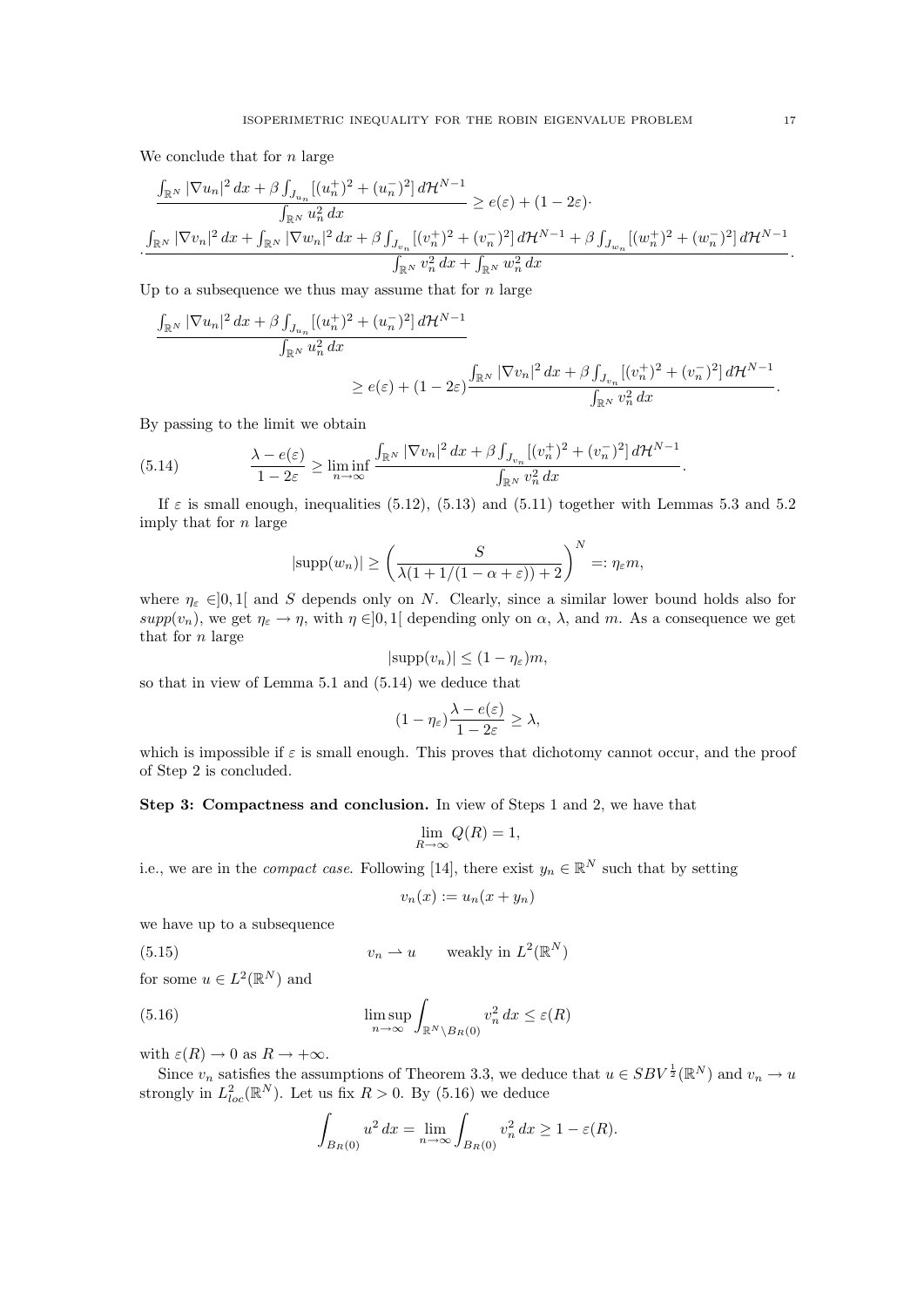We conclude that for $n$ large

$$\frac{\int_{\mathbb{R}^N} |\nabla u_n|^2\,dx + \beta \int_{J_{u_n}} [(u_n^+)^2 + (u_n^-)^2]\,d\mathcal{H}^{N-1}}{\int_{\mathbb{R}^N} u_n^2\,dx} \geq e(\varepsilon) + (1-2\varepsilon)\cdot$$

$$\cdot \frac{\int_{\mathbb{R}^N} |\nabla v_n|^2\,dx + \int_{\mathbb{R}^N} |\nabla w_n|^2\,dx + \beta \int_{J_{v_n}} [(v_n^+)^2 + (v_n^-)^2]\,d\mathcal{H}^{N-1} + \beta \int_{J_{w_n}} [(w_n^+)^2 + (w_n^-)^2]\,d\mathcal{H}^{N-1}}{\int_{\mathbb{R}^N} v_n^2\,dx + \int_{\mathbb{R}^N} w_n^2\,dx}.$$

Up to a subsequence we thus may assume that for $n$ large

$$\frac{\int_{\mathbb{R}^N} |\nabla u_n|^2\,dx + \beta \int_{J_{u_n}} [(u_n^+)^2 + (u_n^-)^2]\,d\mathcal{H}^{N-1}}{\int_{\mathbb{R}^N} u_n^2\,dx}$$
$$\geq e(\varepsilon) + (1-2\varepsilon)\frac{\int_{\mathbb{R}^N} |\nabla v_n|^2\,dx + \beta \int_{J_{v_n}} [(v_n^+)^2 + (v_n^-)^2]\,d\mathcal{H}^{N-1}}{\int_{\mathbb{R}^N} v_n^2\,dx}.$$

By passing to the limit we obtain

$$\frac{\lambda - e(\varepsilon)}{1-2\varepsilon} \geq \liminf_{n\to\infty} \frac{\int_{\mathbb{R}^N} |\nabla v_n|^2\,dx + \beta \int_{J_{v_n}} [(v_n^+)^2 + (v_n^-)^2]\,d\mathcal{H}^{N-1}}{\int_{\mathbb{R}^N} v_n^2\,dx}. \tag{5.14}$$

If $\varepsilon$ is small enough, inequalities (5.12), (5.13) and (5.11) together with Lemmas 5.3 and 5.2 imply that for $n$ large

$$|\mathrm{supp}(w_n)| \geq \left(\frac{S}{\lambda(1 + 1/(1-\alpha+\varepsilon)) + 2}\right)^N =: \eta_\varepsilon m,$$

where $\eta_\varepsilon \in ]0,1[$ and $S$ depends only on $N$. Clearly, since a similar lower bound holds also for $supp(v_n)$, we get $\eta_\varepsilon \to \eta$, with $\eta \in ]0,1[$ depending only on $\alpha$, $\lambda$, and $m$. As a consequence we get that for $n$ large

$$|\mathrm{supp}(v_n)| \leq (1-\eta_\varepsilon)m,$$

so that in view of Lemma 5.1 and (5.14) we deduce that

$$(1-\eta_\varepsilon)\frac{\lambda - e(\varepsilon)}{1-2\varepsilon} \geq \lambda,$$

which is impossible if $\varepsilon$ is small enough. This proves that dichotomy cannot occur, and the proof of Step 2 is concluded.

**Step 3: Compactness and conclusion.** In view of Steps 1 and 2, we have that

$$\lim_{R\to\infty} Q(R) = 1,$$

i.e., we are in the *compact case*. Following [14], there exist $y_n \in \mathbb{R}^N$ such that by setting

$$v_n(x) := u_n(x + y_n)$$

we have up to a subsequence

$$v_n \rightharpoonup u \qquad \text{weakly in } L^2(\mathbb{R}^N) \tag{5.15}$$

for some $u \in L^2(\mathbb{R}^N)$ and

$$\limsup_{n\to\infty} \int_{\mathbb{R}^N \setminus B_R(0)} v_n^2\,dx \leq \varepsilon(R) \tag{5.16}$$

with $\varepsilon(R) \to 0$ as $R \to +\infty$.

Since $v_n$ satisfies the assumptions of Theorem 3.3, we deduce that $u \in SBV^{\frac{1}{2}}(\mathbb{R}^N)$ and $v_n \to u$ strongly in $L^2_{loc}(\mathbb{R}^N)$. Let us fix $R > 0$. By (5.16) we deduce

$$\int_{B_R(0)} u^2\,dx = \lim_{n\to\infty} \int_{B_R(0)} v_n^2\,dx \geq 1 - \varepsilon(R).$$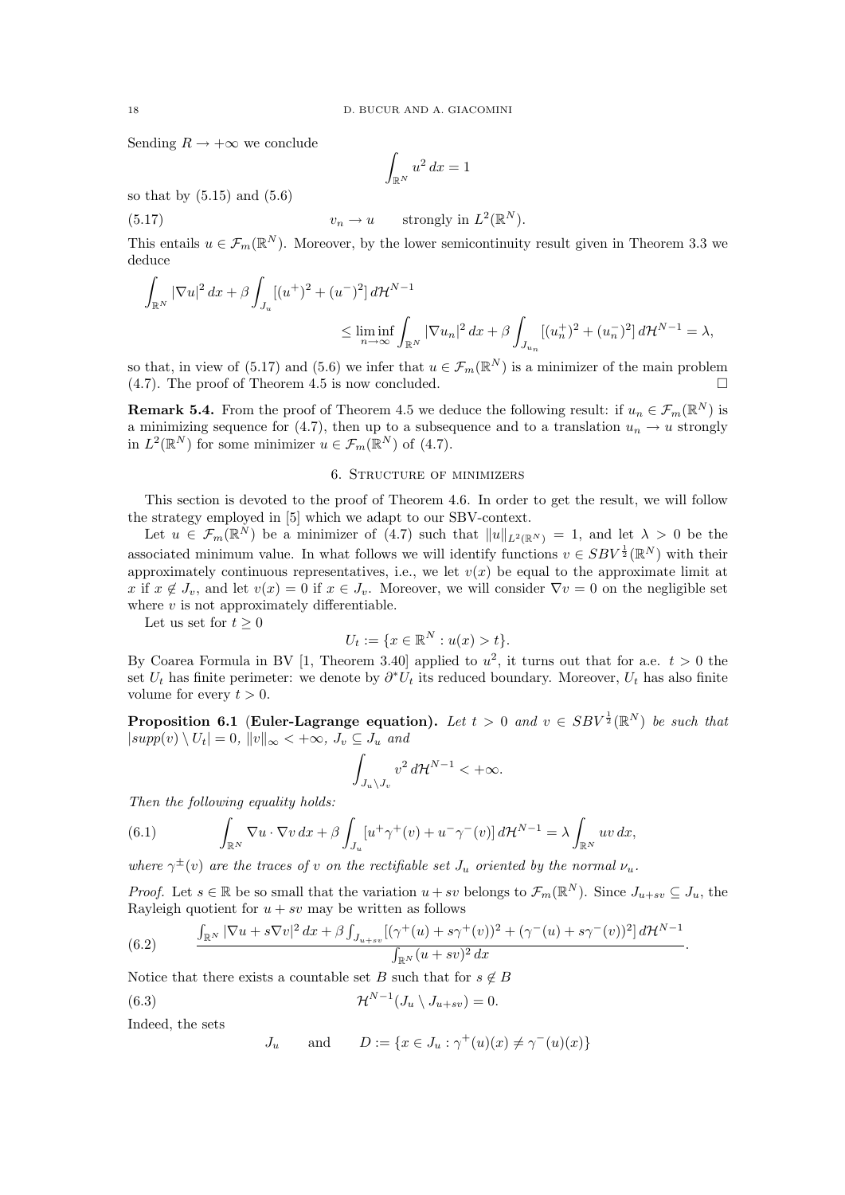Sending $R \to +\infty$ we conclude

$$\int_{\mathbb{R}^N} u^2\,dx = 1$$

so that by (5.15) and (5.6)

$$v_n \to u \qquad \text{strongly in } L^2(\mathbb{R}^N). \tag{5.17}$$

This entails $u \in \mathcal{F}_m(\mathbb{R}^N)$. Moreover, by the lower semicontinuity result given in Theorem 3.3 we deduce

$$\int_{\mathbb{R}^N} |\nabla u|^2\,dx + \beta \int_{J_u} [(u^+)^2 + (u^-)^2]\,d\mathcal{H}^{N-1} \leq \liminf_{n\to\infty} \int_{\mathbb{R}^N} |\nabla u_n|^2\,dx + \beta \int_{J_{u_n}} [(u_n^+)^2 + (u_n^-)^2]\,d\mathcal{H}^{N-1} = \lambda,$$

so that, in view of (5.17) and (5.6) we infer that $u \in \mathcal{F}_m(\mathbb{R}^N)$ is a minimizer of the main problem (4.7). The proof of Theorem 4.5 is now concluded. □

**Remark 5.4.** From the proof of Theorem 4.5 we deduce the following result: if $u_n \in \mathcal{F}_m(\mathbb{R}^N)$ is a minimizing sequence for (4.7), then up to a subsequence and to a translation $u_n \to u$ strongly in $L^2(\mathbb{R}^N)$ for some minimizer $u \in \mathcal{F}_m(\mathbb{R}^N)$ of (4.7).

## 6. Structure of minimizers

This section is devoted to the proof of Theorem 4.6. In order to get the result, we will follow the strategy employed in [5] which we adapt to our SBV-context.

Let $u \in \mathcal{F}_m(\mathbb{R}^N)$ be a minimizer of (4.7) such that $\|u\|_{L^2(\mathbb{R}^N)} = 1$, and let $\lambda > 0$ be the associated minimum value. In what follows we will identify functions $v \in SBV^{\frac{1}{2}}(\mathbb{R}^N)$ with their approximately continuous representatives, i.e., we let $v(x)$ be equal to the approximate limit at $x$ if $x \notin J_v$, and let $v(x) = 0$ if $x \in J_v$. Moreover, we will consider $\nabla v = 0$ on the negligible set where $v$ is not approximately differentiable.

Let us set for $t \geq 0$

$$U_t := \{x \in \mathbb{R}^N : u(x) > t\}.$$

By Coarea Formula in BV [1, Theorem 3.40] applied to $u^2$, it turns out that for a.e. $t > 0$ the set $U_t$ has finite perimeter: we denote by $\partial^* U_t$ its reduced boundary. Moreover, $U_t$ has also finite volume for every $t > 0$.

**Proposition 6.1 (Euler-Lagrange equation).** *Let $t > 0$ and $v \in SBV^{\frac{1}{2}}(\mathbb{R}^N)$ be such that $|supp(v) \setminus U_t| = 0$, $\|v\|_\infty < +\infty$, $J_v \subseteq J_u$ and*

$$\int_{J_u \setminus J_v} v^2\,d\mathcal{H}^{N-1} < +\infty.$$

*Then the following equality holds:*

$$\int_{\mathbb{R}^N} \nabla u \cdot \nabla v\,dx + \beta \int_{J_u} [u^+\gamma^+(v) + u^-\gamma^-(v)]\,d\mathcal{H}^{N-1} = \lambda \int_{\mathbb{R}^N} uv\,dx, \tag{6.1}$$

*where $\gamma^\pm(v)$ are the traces of $v$ on the rectifiable set $J_u$ oriented by the normal $\nu_u$.*

*Proof.* Let $s \in \mathbb{R}$ be so small that the variation $u + sv$ belongs to $\mathcal{F}_m(\mathbb{R}^N)$. Since $J_{u+sv} \subseteq J_u$, the Rayleigh quotient for $u + sv$ may be written as follows

$$\frac{\int_{\mathbb{R}^N} |\nabla u + s\nabla v|^2\,dx + \beta \int_{J_{u+sv}} [(\gamma^+(u) + s\gamma^+(v))^2 + (\gamma^-(u) + s\gamma^-(v))^2]\,d\mathcal{H}^{N-1}}{\int_{\mathbb{R}^N} (u + sv)^2\,dx}. \tag{6.2}$$

Notice that there exists a countable set $B$ such that for $s \notin B$

$$\mathcal{H}^{N-1}(J_u \setminus J_{u+sv}) = 0. \tag{6.3}$$

Indeed, the sets

$$J_u \qquad \text{and} \qquad D := \{x \in J_u : \gamma^+(u)(x) \neq \gamma^-(u)(x)\}$$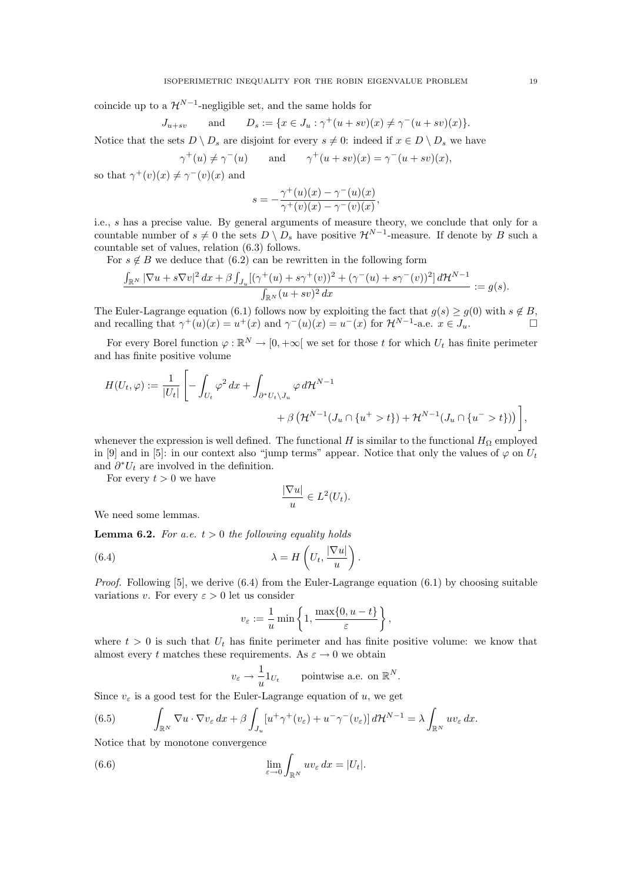coincide up to a $\mathcal{H}^{N-1}$-negligible set, and the same holds for

$$J_{u+sv} \qquad \text{and} \qquad D_s := \{x \in J_u : \gamma^+(u+sv)(x) \neq \gamma^-(u+sv)(x)\}.$$

Notice that the sets $D \setminus D_s$ are disjoint for every $s \neq 0$: indeed if $x \in D \setminus D_s$ we have

$$\gamma^+(u) \neq \gamma^-(u) \qquad \text{and} \qquad \gamma^+(u+sv)(x) = \gamma^-(u+sv)(x),$$

so that $\gamma^+(v)(x) \neq \gamma^-(v)(x)$ and

$$s = -\frac{\gamma^+(u)(x) - \gamma^-(u)(x)}{\gamma^+(v)(x) - \gamma^-(v)(x)},$$

i.e., $s$ has a precise value. By general arguments of measure theory, we conclude that only for a countable number of $s \neq 0$ the sets $D \setminus D_s$ have positive $\mathcal{H}^{N-1}$-measure. If denote by $B$ such a countable set of values, relation (6.3) follows.

For $s \notin B$ we deduce that (6.2) can be rewritten in the following form

$$\frac{\int_{\mathbb{R}^N} |\nabla u + s\nabla v|^2\,dx + \beta \int_{J_u} [(\gamma^+(u) + s\gamma^+(v))^2 + (\gamma^-(u) + s\gamma^-(v))^2]\,d\mathcal{H}^{N-1}}{\int_{\mathbb{R}^N} (u+sv)^2\,dx} := g(s).$$

The Euler-Lagrange equation (6.1) follows now by exploiting the fact that $g(s) \geq g(0)$ with $s \notin B$, and recalling that $\gamma^+(u)(x) = u^+(x)$ and $\gamma^-(u)(x) = u^-(x)$ for $\mathcal{H}^{N-1}$-a.e. $x \in J_u$. $\square$

For every Borel function $\varphi : \mathbb{R}^N \to [0, +\infty[$ we set for those $t$ for which $U_t$ has finite perimeter and has finite positive volume

$$H(U_t, \varphi) := \frac{1}{|U_t|}\left[-\int_{U_t} \varphi^2\,dx + \int_{\partial^* U_t \setminus J_u} \varphi\,d\mathcal{H}^{N-1} + \beta\left(\mathcal{H}^{N-1}(J_u \cap \{u^+ > t\}) + \mathcal{H}^{N-1}(J_u \cap \{u^- > t\})\right)\right],$$

whenever the expression is well defined. The functional $H$ is similar to the functional $H_\Omega$ employed in [9] and in [5]: in our context also "jump terms" appear. Notice that only the values of $\varphi$ on $U_t$ and $\partial^* U_t$ are involved in the definition.

For every $t > 0$ we have

$$\frac{|\nabla u|}{u} \in L^2(U_t).$$

We need some lemmas.

**Lemma 6.2.** *For a.e. $t > 0$ the following equality holds*

$$\lambda = H\left(U_t, \frac{|\nabla u|}{u}\right). \tag{6.4}$$

*Proof.* Following [5], we derive (6.4) from the Euler-Lagrange equation (6.1) by choosing suitable variations $v$. For every $\varepsilon > 0$ let us consider

$$v_\varepsilon := \frac{1}{u}\min\left\{1, \frac{\max\{0, u-t\}}{\varepsilon}\right\},$$

where $t > 0$ is such that $U_t$ has finite perimeter and has finite positive volume: we know that almost every $t$ matches these requirements. As $\varepsilon \to 0$ we obtain

$$v_\varepsilon \to \frac{1}{u} 1_{U_t} \qquad \text{pointwise a.e. on } \mathbb{R}^N.$$

Since $v_\varepsilon$ is a good test for the Euler-Lagrange equation of $u$, we get

$$\int_{\mathbb{R}^N} \nabla u \cdot \nabla v_\varepsilon\,dx + \beta \int_{J_u} [u^+\gamma^+(v_\varepsilon) + u^-\gamma^-(v_\varepsilon)]\,d\mathcal{H}^{N-1} = \lambda \int_{\mathbb{R}^N} u v_\varepsilon\,dx. \tag{6.5}$$

Notice that by monotone convergence

$$\lim_{\varepsilon \to 0} \int_{\mathbb{R}^N} u v_\varepsilon\,dx = |U_t|. \tag{6.6}$$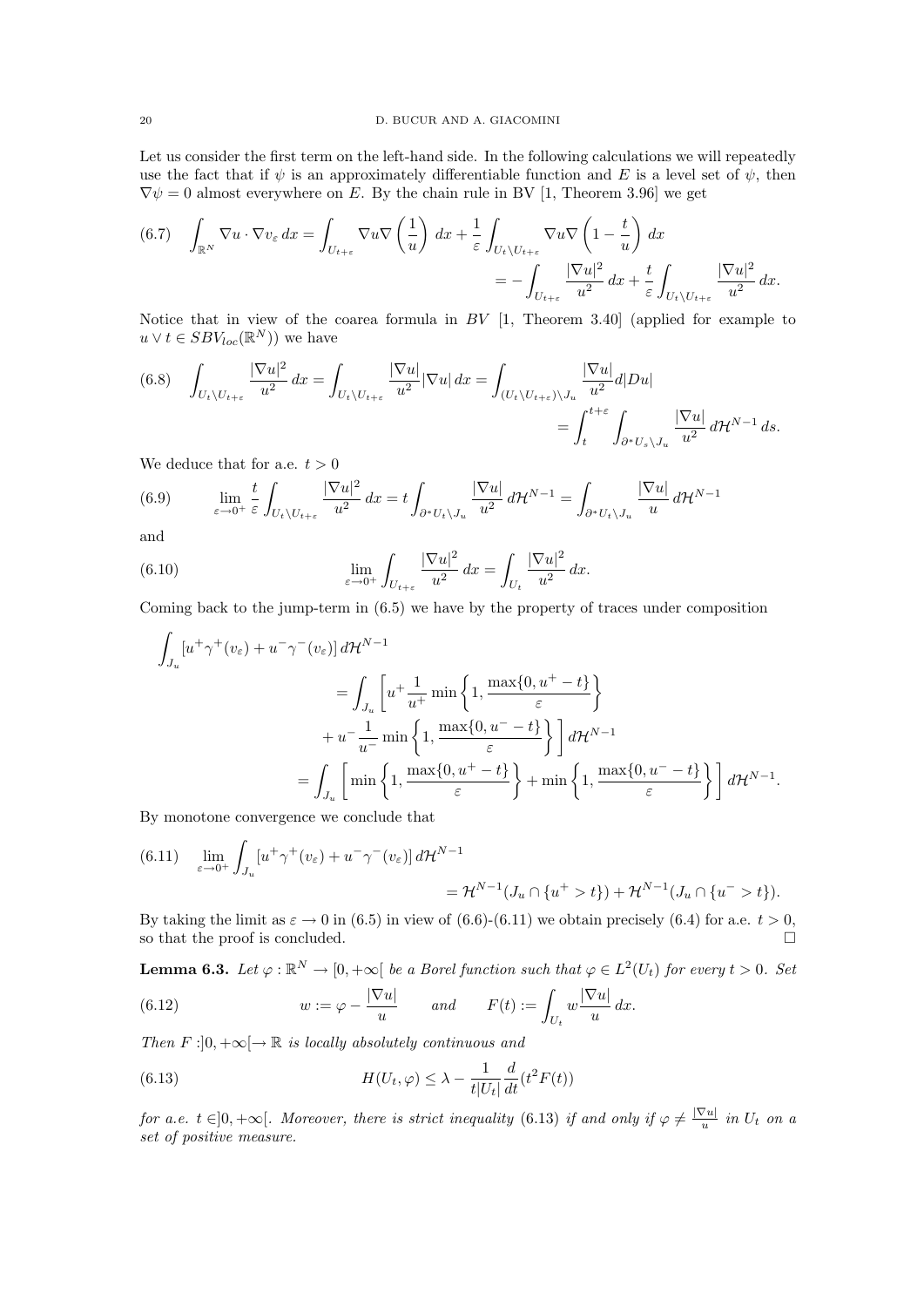Let us consider the first term on the left-hand side. In the following calculations we will repeatedly use the fact that if $\psi$ is an approximately differentiable function and $E$ is a level set of $\psi$, then $\nabla\psi = 0$ almost everywhere on $E$. By the chain rule in BV [1, Theorem 3.96] we get

$$
\int_{\mathbb{R}^N} \nabla u \cdot \nabla v_\varepsilon \, dx = \int_{U_{t+\varepsilon}} \nabla u \nabla \left(\frac{1}{u}\right) dx + \frac{1}{\varepsilon}\int_{U_t \setminus U_{t+\varepsilon}} \nabla u \nabla\left(1 - \frac{t}{u}\right) dx
= -\int_{U_{t+\varepsilon}} \frac{|\nabla u|^2}{u^2}\, dx + \frac{t}{\varepsilon}\int_{U_t\setminus U_{t+\varepsilon}} \frac{|\nabla u|^2}{u^2}\, dx. \tag{6.7}
$$

Notice that in view of the coarea formula in $BV$ [1, Theorem 3.40] (applied for example to $u \vee t \in SBV_{loc}(\mathbb{R}^N)$) we have

$$
\int_{U_t\setminus U_{t+\varepsilon}} \frac{|\nabla u|^2}{u^2}\, dx = \int_{U_t\setminus U_{t+\varepsilon}} \frac{|\nabla u|}{u^2}|\nabla u|\, dx = \int_{(U_t\setminus U_{t+\varepsilon})\setminus J_u} \frac{|\nabla u|}{u^2} d|Du|
= \int_t^{t+\varepsilon}\int_{\partial^* U_s \setminus J_u} \frac{|\nabla u|}{u^2}\, d\mathcal{H}^{N-1}\, ds. \tag{6.8}
$$

We deduce that for a.e. $t > 0$

$$
\lim_{\varepsilon\to 0^+} \frac{t}{\varepsilon}\int_{U_t\setminus U_{t+\varepsilon}} \frac{|\nabla u|^2}{u^2}\, dx = t\int_{\partial^* U_t\setminus J_u} \frac{|\nabla u|}{u^2}\, d\mathcal{H}^{N-1} = \int_{\partial^* U_t \setminus J_u} \frac{|\nabla u|}{u}\, d\mathcal{H}^{N-1} \tag{6.9}
$$

and

$$
\lim_{\varepsilon\to 0^+}\int_{U_{t+\varepsilon}} \frac{|\nabla u|^2}{u^2}\, dx = \int_{U_t} \frac{|\nabla u|^2}{u^2}\, dx. \tag{6.10}
$$

Coming back to the jump-term in (6.5) we have by the property of traces under composition

$$
\begin{aligned}
\int_{J_u} [u^+\gamma^+(v_\varepsilon) + u^-\gamma^-(v_\varepsilon)]\, d\mathcal{H}^{N-1}
&= \int_{J_u} \Bigg[ u^+ \frac{1}{u^+}\min\left\{1, \frac{\max\{0, u^+ - t\}}{\varepsilon}\right\} \\
&\quad + u^- \frac{1}{u^-}\min\left\{1, \frac{\max\{0, u^- - t\}}{\varepsilon}\right\}\Bigg]\, d\mathcal{H}^{N-1} \\
&= \int_{J_u}\left[\min\left\{1, \frac{\max\{0,u^+ - t\}}{\varepsilon}\right\} + \min\left\{1, \frac{\max\{0, u^- - t\}}{\varepsilon}\right\}\right] d\mathcal{H}^{N-1}.
\end{aligned}
$$

By monotone convergence we conclude that

$$
\lim_{\varepsilon\to 0^+}\int_{J_u} [u^+\gamma^+(v_\varepsilon) + u^-\gamma^-(v_\varepsilon)]\, d\mathcal{H}^{N-1}
= \mathcal{H}^{N-1}(J_u \cap \{u^+ > t\}) + \mathcal{H}^{N-1}(J_u\cap\{u^- > t\}). \tag{6.11}
$$

By taking the limit as $\varepsilon \to 0$ in (6.5) in view of (6.6)-(6.11) we obtain precisely (6.4) for a.e. $t > 0$, so that the proof is concluded. $\square$

**Lemma 6.3.** *Let $\varphi : \mathbb{R}^N \to [0, +\infty[$ be a Borel function such that $\varphi \in L^2(U_t)$ for every $t > 0$. Set*

$$
w := \varphi - \frac{|\nabla u|}{u} \qquad \text{and} \qquad F(t) := \int_{U_t} w\frac{|\nabla u|}{u}\, dx. \tag{6.12}
$$

*Then $F : ]0, +\infty[ \to \mathbb{R}$ is locally absolutely continuous and*

$$
H(U_t, \varphi) \le \lambda - \frac{1}{t|U_t|}\frac{d}{dt}(t^2F(t)) \tag{6.13}
$$

*for a.e. $t \in ]0, +\infty[$. Moreover, there is strict inequality (6.13) if and only if $\varphi \ne \frac{|\nabla u|}{u}$ in $U_t$ on a set of positive measure.*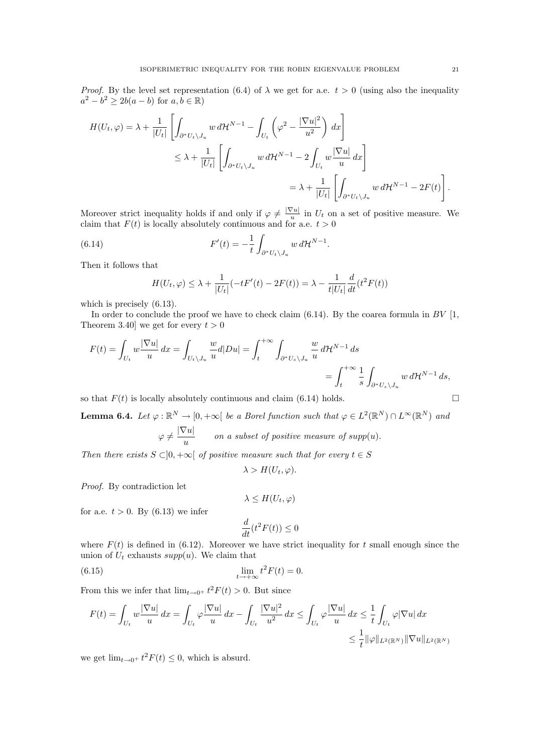*Proof.* By the level set representation (6.4) of $\lambda$ we get for a.e. $t > 0$ (using also the inequality $a^2 - b^2 \geq 2b(a-b)$ for $a, b \in \mathbb{R}$)

$$
\begin{aligned}
H(U_t, \varphi) &= \lambda + \frac{1}{|U_t|}\left[\int_{\partial^* U_t \setminus J_u} w \, d\mathcal{H}^{N-1} - \int_{U_t} \left(\varphi^2 - \frac{|\nabla u|^2}{u^2}\right) dx\right] \\
&\leq \lambda + \frac{1}{|U_t|}\left[\int_{\partial^* U_t \setminus J_u} w \, d\mathcal{H}^{N-1} - 2\int_{U_t} w \frac{|\nabla u|}{u} \, dx\right] \\
&= \lambda + \frac{1}{|U_t|}\left[\int_{\partial^* U_t \setminus J_u} w \, d\mathcal{H}^{N-1} - 2F(t)\right].
\end{aligned}
$$

Moreover strict inequality holds if and only if $\varphi \neq \frac{|\nabla u|}{u}$ in $U_t$ on a set of positive measure. We claim that $F(t)$ is locally absolutely continuous and for a.e. $t > 0$

$$
F'(t) = -\frac{1}{t}\int_{\partial^* U_t \setminus J_u} w \, d\mathcal{H}^{N-1}. \tag{6.14}
$$

Then it follows that

$$
H(U_t, \varphi) \leq \lambda + \frac{1}{|U_t|}(-tF'(t) - 2F(t)) = \lambda - \frac{1}{t|U_t|}\frac{d}{dt}(t^2 F(t))
$$

which is precisely (6.13).

In order to conclude the proof we have to check claim (6.14). By the coarea formula in $BV$ [1, Theorem 3.40] we get for every $t > 0$

$$
\begin{aligned}
F(t) = \int_{U_t} w \frac{|\nabla u|}{u} \, dx = \int_{U_t \setminus J_u} \frac{w}{u} d|Du| &= \int_t^{+\infty} \int_{\partial^* U_s \setminus J_u} \frac{w}{u} \, d\mathcal{H}^{N-1} \, ds \\
&= \int_t^{+\infty} \frac{1}{s}\int_{\partial^* U_s \setminus J_u} w \, d\mathcal{H}^{N-1} \, ds,
\end{aligned}
$$

so that $F(t)$ is locally absolutely continuous and claim (6.14) holds. $\square$

**Lemma 6.4.** *Let $\varphi : \mathbb{R}^N \to [0, +\infty[$ be a Borel function such that $\varphi \in L^2(\mathbb{R}^N) \cap L^\infty(\mathbb{R}^N)$ and*

$$
\varphi \neq \frac{|\nabla u|}{u} \qquad \text{on a subset of positive measure of } supp(u).
$$

*Then there exists $S \subset ]0, +\infty[$ of positive measure such that for every $t \in S$*

$$
\lambda > H(U_t, \varphi).
$$

*Proof.* By contradiction let

$$
\lambda \leq H(U_t, \varphi)
$$

for a.e. $t > 0$. By (6.13) we infer

$$
\frac{d}{dt}(t^2 F(t)) \leq 0
$$

where $F(t)$ is defined in (6.12). Moreover we have strict inequality for $t$ small enough since the union of $U_t$ exhausts $supp(u)$. We claim that

$$
\lim_{t \to +\infty} t^2 F(t) = 0. \tag{6.15}
$$

From this we infer that $\lim_{t \to 0^+} t^2 F(t) > 0$. But since

$$
\begin{aligned}
F(t) = \int_{U_t} w \frac{|\nabla u|}{u} \, dx = \int_{U_t} \varphi \frac{|\nabla u|}{u} \, dx - \int_{U_t} \frac{|\nabla u|^2}{u^2} \, dx \leq \int_{U_t} \varphi \frac{|\nabla u|}{u} \, dx &\leq \frac{1}{t}\int_{U_t} \varphi |\nabla u| \, dx \\
&\leq \frac{1}{t}\|\varphi\|_{L^2(\mathbb{R}^N)}\|\nabla u\|_{L^2(\mathbb{R}^N)}
\end{aligned}
$$

we get $\lim_{t \to 0^+} t^2 F(t) \leq 0$, which is absurd.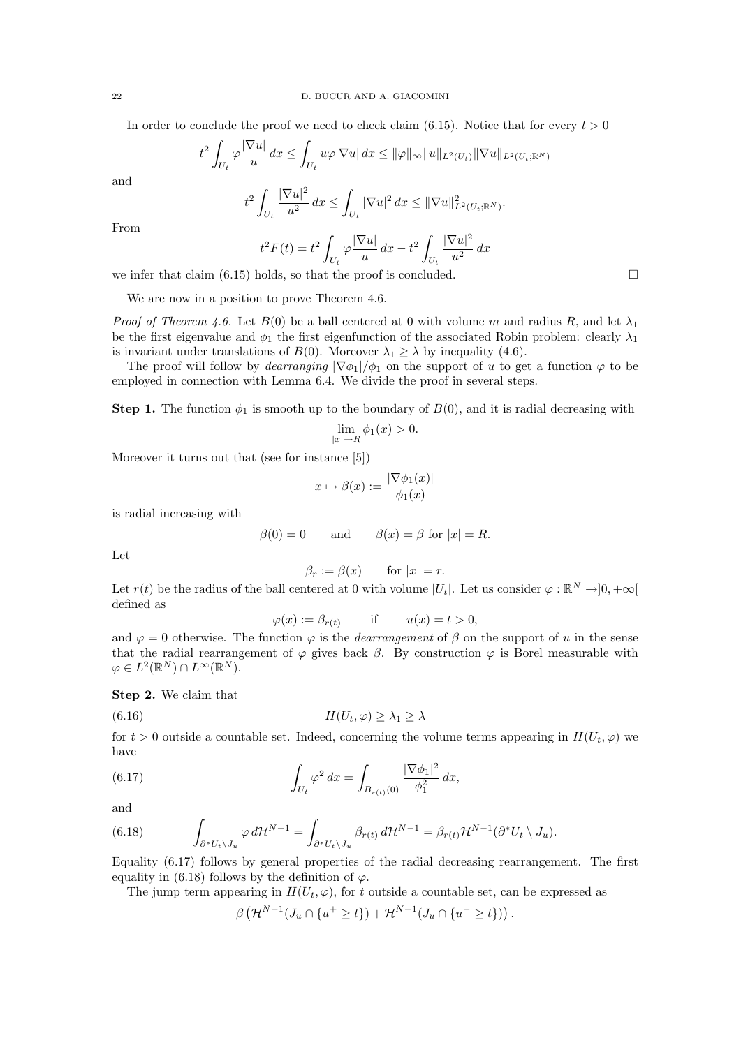In order to conclude the proof we need to check claim (6.15). Notice that for every $t > 0$

$$t^2 \int_{U_t} \varphi \frac{|\nabla u|}{u}\, dx \le \int_{U_t} u\varphi |\nabla u|\, dx \le \|\varphi\|_\infty \|u\|_{L^2(U_t)} \|\nabla u\|_{L^2(U_t;\mathbb{R}^N)}$$

and

$$t^2 \int_{U_t} \frac{|\nabla u|^2}{u^2}\, dx \le \int_{U_t} |\nabla u|^2\, dx \le \|\nabla u\|^2_{L^2(U_t;\mathbb{R}^N)}.$$

From

$$t^2 F(t) = t^2 \int_{U_t} \varphi \frac{|\nabla u|}{u}\, dx - t^2 \int_{U_t} \frac{|\nabla u|^2}{u^2}\, dx$$

we infer that claim (6.15) holds, so that the proof is concluded. □

We are now in a position to prove Theorem 4.6.

*Proof of Theorem 4.6.* Let $B(0)$ be a ball centered at 0 with volume $m$ and radius $R$, and let $\lambda_1$ be the first eigenvalue and $\phi_1$ the first eigenfunction of the associated Robin problem: clearly $\lambda_1$ is invariant under translations of $B(0)$. Moreover $\lambda_1 \ge \lambda$ by inequality (4.6).

The proof will follow by *dearranging* $|\nabla \phi_1|/\phi_1$ on the support of $u$ to get a function $\varphi$ to be employed in connection with Lemma 6.4. We divide the proof in several steps.

**Step 1.** The function $\phi_1$ is smooth up to the boundary of $B(0)$, and it is radial decreasing with

$$\lim_{|x|\to R} \phi_1(x) > 0.$$

Moreover it turns out that (see for instance [5])

$$x \mapsto \beta(x) := \frac{|\nabla \phi_1(x)|}{\phi_1(x)}$$

is radial increasing with

$$\beta(0) = 0 \qquad \text{and} \qquad \beta(x) = \beta \text{ for } |x| = R.$$

Let

$$\beta_r := \beta(x) \qquad \text{for } |x| = r.$$

Let $r(t)$ be the radius of the ball centered at 0 with volume $|U_t|$. Let us consider $\varphi : \mathbb{R}^N \to ]0, +\infty[$ defined as

$$\varphi(x) := \beta_{r(t)} \qquad \text{if} \qquad u(x) = t > 0,$$

and $\varphi = 0$ otherwise. The function $\varphi$ is the *dearrangement* of $\beta$ on the support of $u$ in the sense that the radial rearrangement of $\varphi$ gives back $\beta$. By construction $\varphi$ is Borel measurable with $\varphi \in L^2(\mathbb{R}^N) \cap L^\infty(\mathbb{R}^N)$.

**Step 2.** We claim that

$$H(U_t, \varphi) \ge \lambda_1 \ge \lambda \tag{6.16}$$

for $t > 0$ outside a countable set. Indeed, concerning the volume terms appearing in $H(U_t, \varphi)$ we have

$$\int_{U_t} \varphi^2\, dx = \int_{B_{r(t)}(0)} \frac{|\nabla \phi_1|^2}{\phi_1^2}\, dx, \tag{6.17}$$

and

$$\int_{\partial^* U_t \setminus J_u} \varphi\, d\mathcal{H}^{N-1} = \int_{\partial^* U_t \setminus J_u} \beta_{r(t)}\, d\mathcal{H}^{N-1} = \beta_{r(t)} \mathcal{H}^{N-1}(\partial^* U_t \setminus J_u). \tag{6.18}$$

Equality (6.17) follows by general properties of the radial decreasing rearrangement. The first equality in (6.18) follows by the definition of $\varphi$.

The jump term appearing in $H(U_t, \varphi)$, for $t$ outside a countable set, can be expressed as

$$\beta \left( \mathcal{H}^{N-1}(J_u \cap \{u^+ \ge t\}) + \mathcal{H}^{N-1}(J_u \cap \{u^- \ge t\}) \right).$$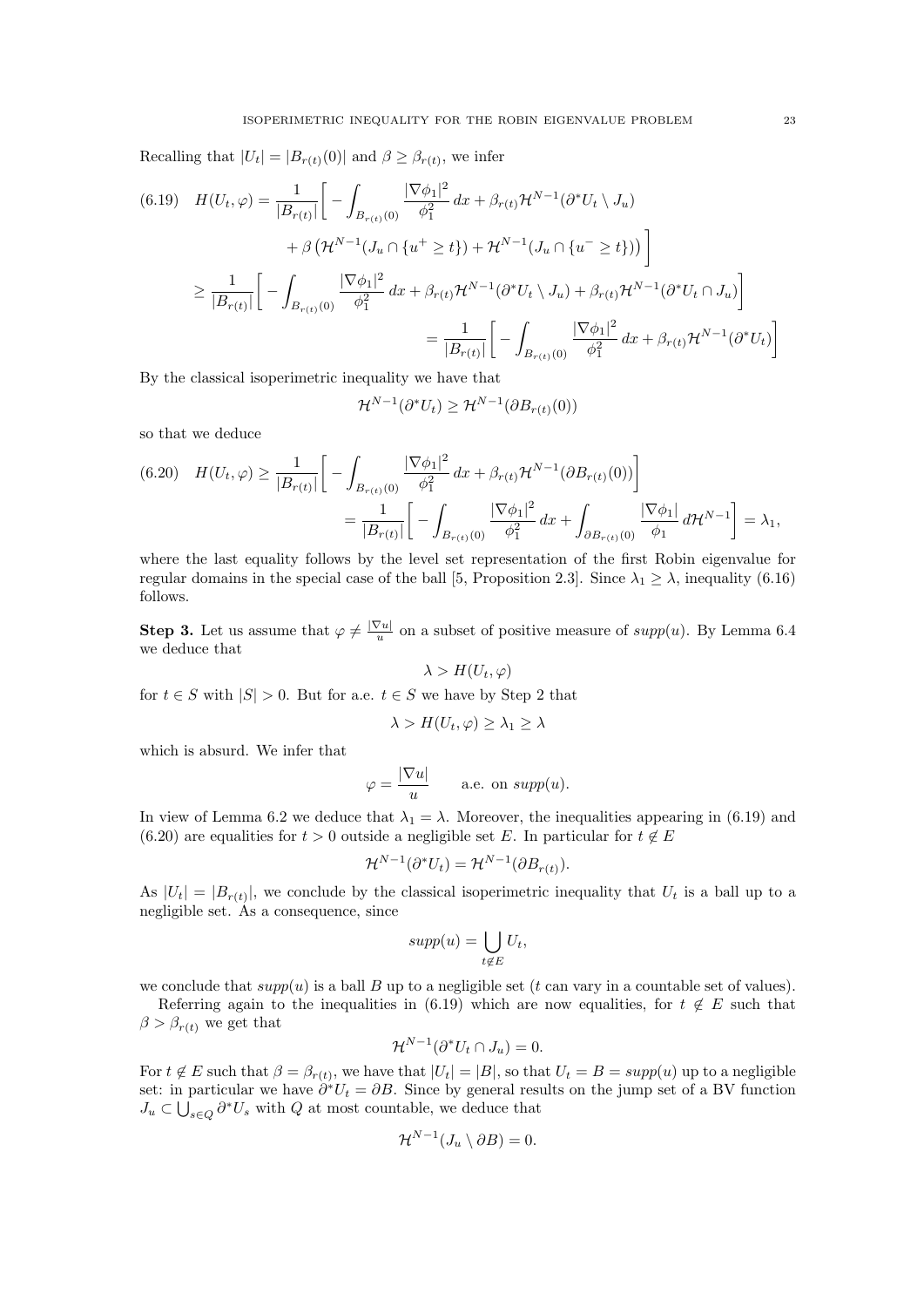Recalling that $|U_t| = |B_{r(t)}(0)|$ and $\beta \geq \beta_{r(t)}$, we infer

$$
\begin{aligned}
(6.19) \quad H(U_t, \varphi) &= \frac{1}{|B_{r(t)}|}\Bigg[ - \int_{B_{r(t)}(0)} \frac{|\nabla \phi_1|^2}{\phi_1^2}\, dx + \beta_{r(t)} \mathcal{H}^{N-1}(\partial^* U_t \setminus J_u) \\
&\quad + \beta \left( \mathcal{H}^{N-1}(J_u \cap \{u^+ \geq t\}) + \mathcal{H}^{N-1}(J_u \cap \{u^- \geq t\}) \right) \Bigg] \\
&\geq \frac{1}{|B_{r(t)}|}\Bigg[ - \int_{B_{r(t)}(0)} \frac{|\nabla \phi_1|^2}{\phi_1^2}\, dx + \beta_{r(t)} \mathcal{H}^{N-1}(\partial^* U_t \setminus J_u) + \beta_{r(t)} \mathcal{H}^{N-1}(\partial^* U_t \cap J_u) \Bigg] \\
&= \frac{1}{|B_{r(t)}|}\Bigg[ - \int_{B_{r(t)}(0)} \frac{|\nabla \phi_1|^2}{\phi_1^2}\, dx + \beta_{r(t)} \mathcal{H}^{N-1}(\partial^* U_t) \Bigg]
\end{aligned}
$$

By the classical isoperimetric inequality we have that

$$
\mathcal{H}^{N-1}(\partial^* U_t) \geq \mathcal{H}^{N-1}(\partial B_{r(t)}(0))
$$

so that we deduce

$$
\begin{aligned}
(6.20) \quad H(U_t, \varphi) &\geq \frac{1}{|B_{r(t)}|}\Bigg[ - \int_{B_{r(t)}(0)} \frac{|\nabla \phi_1|^2}{\phi_1^2}\, dx + \beta_{r(t)} \mathcal{H}^{N-1}(\partial B_{r(t)}(0)) \Bigg] \\
&= \frac{1}{|B_{r(t)}|}\Bigg[ - \int_{B_{r(t)}(0)} \frac{|\nabla \phi_1|^2}{\phi_1^2}\, dx + \int_{\partial B_{r(t)}(0)} \frac{|\nabla \phi_1|}{\phi_1}\, d\mathcal{H}^{N-1} \Bigg] = \lambda_1,
\end{aligned}
$$

where the last equality follows by the level set representation of the first Robin eigenvalue for regular domains in the special case of the ball [5, Proposition 2.3]. Since $\lambda_1 \geq \lambda$, inequality (6.16) follows.

**Step 3.** Let us assume that $\varphi \neq \frac{|\nabla u|}{u}$ on a subset of positive measure of $supp(u)$. By Lemma 6.4 we deduce that

$$
\lambda > H(U_t, \varphi)
$$

for $t \in S$ with $|S| > 0$. But for a.e. $t \in S$ we have by Step 2 that

$$
\lambda > H(U_t, \varphi) \geq \lambda_1 \geq \lambda
$$

which is absurd. We infer that

$$
\varphi = \frac{|\nabla u|}{u} \qquad \text{a.e. on } supp(u).
$$

In view of Lemma 6.2 we deduce that $\lambda_1 = \lambda$. Moreover, the inequalities appearing in (6.19) and (6.20) are equalities for $t > 0$ outside a negligible set $E$. In particular for $t \notin E$

$$
\mathcal{H}^{N-1}(\partial^* U_t) = \mathcal{H}^{N-1}(\partial B_{r(t)}).
$$

As $|U_t| = |B_{r(t)}|$, we conclude by the classical isoperimetric inequality that $U_t$ is a ball up to a negligible set. As a consequence, since

$$
supp(u) = \bigcup_{t \notin E} U_t,
$$

we conclude that $supp(u)$ is a ball $B$ up to a negligible set ($t$ can vary in a countable set of values).

Referring again to the inequalities in (6.19) which are now equalities, for $t \notin E$ such that $\beta > \beta_{r(t)}$ we get that

$$
\mathcal{H}^{N-1}(\partial^* U_t \cap J_u) = 0.
$$

For $t \notin E$ such that $\beta = \beta_{r(t)}$, we have that $|U_t| = |B|$, so that $U_t = B = supp(u)$ up to a negligible set: in particular we have $\partial^* U_t = \partial B$. Since by general results on the jump set of a BV function $J_u \subset \bigcup_{s \in Q} \partial^* U_s$ with $Q$ at most countable, we deduce that

$$
\mathcal{H}^{N-1}(J_u \setminus \partial B) = 0.
$$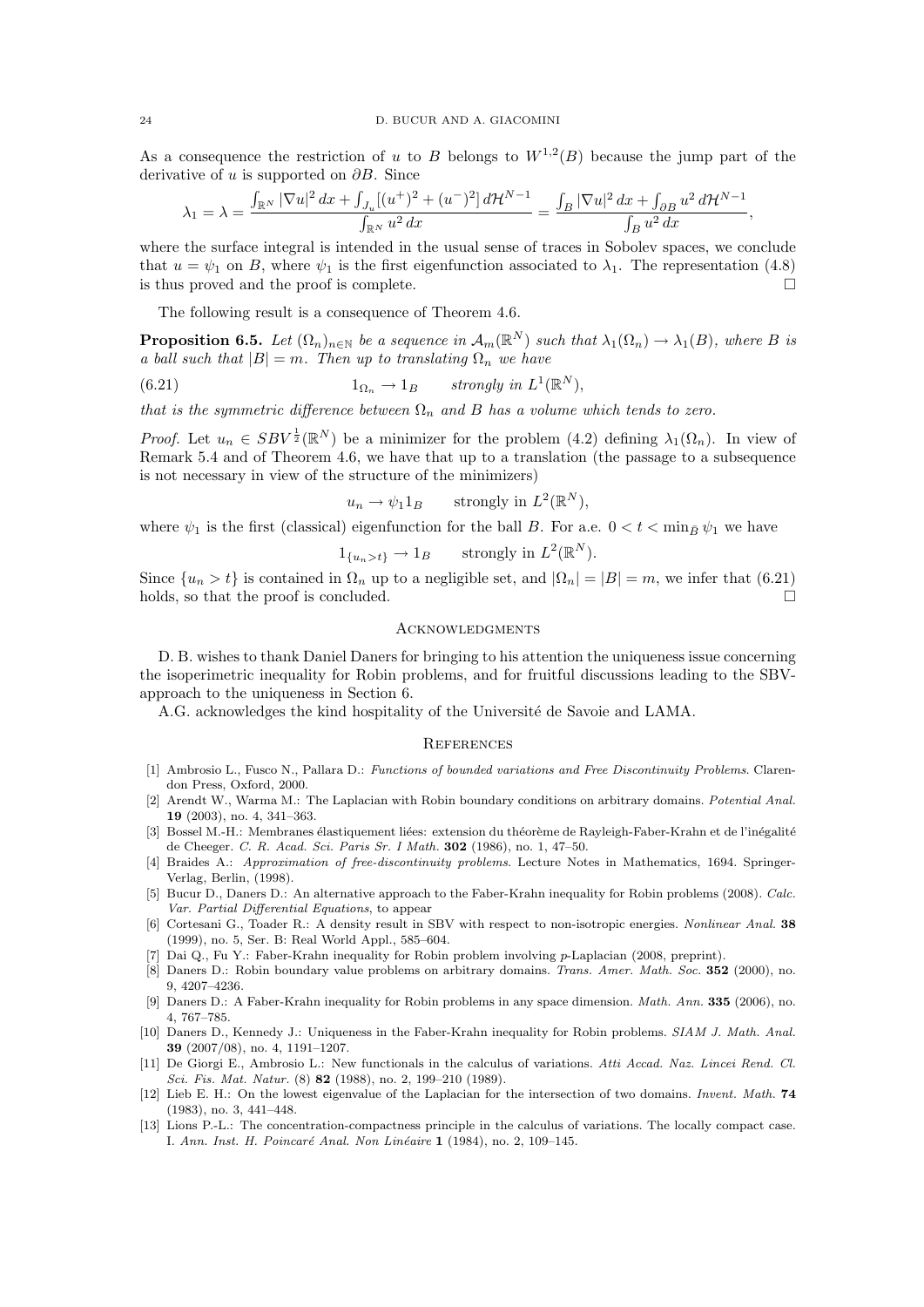As a consequence the restriction of $u$ to $B$ belongs to $W^{1,2}(B)$ because the jump part of the derivative of $u$ is supported on $\partial B$. Since

$$\lambda_1 = \lambda = \frac{\int_{\mathbb{R}^N} |\nabla u|^2\,dx + \int_{J_u} [(u^+)^2 + (u^-)^2]\,d\mathcal{H}^{N-1}}{\int_{\mathbb{R}^N} u^2\,dx} = \frac{\int_B |\nabla u|^2\,dx + \int_{\partial B} u^2\,d\mathcal{H}^{N-1}}{\int_B u^2\,dx},$$

where the surface integral is intended in the usual sense of traces in Sobolev spaces, we conclude that $u = \psi_1$ on $B$, where $\psi_1$ is the first eigenfunction associated to $\lambda_1$. The representation (4.8) is thus proved and the proof is complete. $\square$

The following result is a consequence of Theorem 4.6.

**Proposition 6.5.** *Let $(\Omega_n)_{n\in\mathbb{N}}$ be a sequence in $\mathcal{A}_m(\mathbb{R}^N)$ such that $\lambda_1(\Omega_n) \to \lambda_1(B)$, where $B$ is a ball such that $|B| = m$. Then up to translating $\Omega_n$ we have*

$$1_{\Omega_n} \to 1_B \qquad \text{strongly in } L^1(\mathbb{R}^N), \tag{6.21}$$

*that is the symmetric difference between $\Omega_n$ and $B$ has a volume which tends to zero.*

*Proof.* Let $u_n \in SBV^{\frac{1}{2}}(\mathbb{R}^N)$ be a minimizer for the problem (4.2) defining $\lambda_1(\Omega_n)$. In view of Remark 5.4 and of Theorem 4.6, we have that up to a translation (the passage to a subsequence is not necessary in view of the structure of the minimizers)

$$u_n \to \psi_1 1_B \qquad \text{strongly in } L^2(\mathbb{R}^N),$$

where $\psi_1$ is the first (classical) eigenfunction for the ball $B$. For a.e. $0 < t < \min_{\bar{B}} \psi_1$ we have

$$1_{\{u_n > t\}} \to 1_B \qquad \text{strongly in } L^2(\mathbb{R}^N).$$

Since $\{u_n > t\}$ is contained in $\Omega_n$ up to a negligible set, and $|\Omega_n| = |B| = m$, we infer that (6.21) holds, so that the proof is concluded. $\square$

## Acknowledgments

D. B. wishes to thank Daniel Daners for bringing to his attention the uniqueness issue concerning the isoperimetric inequality for Robin problems, and for fruitful discussions leading to the SBV-approach to the uniqueness in Section 6.

A.G. acknowledges the kind hospitality of the Université de Savoie and LAMA.

## References

[1] Ambrosio L., Fusco N., Pallara D.: *Functions of bounded variations and Free Discontinuity Problems*. Clarendon Press, Oxford, 2000.

[2] Arendt W., Warma M.: The Laplacian with Robin boundary conditions on arbitrary domains. *Potential Anal.* **19** (2003), no. 4, 341–363.

[3] Bossel M.-H.: Membranes élastiquement liées: extension du théorème de Rayleigh-Faber-Krahn et de l'inégalité de Cheeger. *C. R. Acad. Sci. Paris Sr. I Math.* **302** (1986), no. 1, 47–50.

[4] Braides A.: *Approximation of free-discontinuity problems*. Lecture Notes in Mathematics, 1694. Springer-Verlag, Berlin, (1998).

[5] Bucur D., Daners D.: An alternative approach to the Faber-Krahn inequality for Robin problems (2008). *Calc. Var. Partial Differential Equations*, to appear

[6] Cortesani G., Toader R.: A density result in SBV with respect to non-isotropic energies. *Nonlinear Anal.* **38** (1999), no. 5, Ser. B: Real World Appl., 585–604.

[7] Dai Q., Fu Y.: Faber-Krahn inequality for Robin problem involving $p$-Laplacian (2008, preprint).

[8] Daners D.: Robin boundary value problems on arbitrary domains. *Trans. Amer. Math. Soc.* **352** (2000), no. 9, 4207–4236.

[9] Daners D.: A Faber-Krahn inequality for Robin problems in any space dimension. *Math. Ann.* **335** (2006), no. 4, 767–785.

[10] Daners D., Kennedy J.: Uniqueness in the Faber-Krahn inequality for Robin problems. *SIAM J. Math. Anal.* **39** (2007/08), no. 4, 1191–1207.

[11] De Giorgi E., Ambrosio L.: New functionals in the calculus of variations. *Atti Accad. Naz. Lincei Rend. Cl. Sci. Fis. Mat. Natur.* (8) **82** (1988), no. 2, 199–210 (1989).

[12] Lieb E. H.: On the lowest eigenvalue of the Laplacian for the intersection of two domains. *Invent. Math.* **74** (1983), no. 3, 441–448.

[13] Lions P.-L.: The concentration-compactness principle in the calculus of variations. The locally compact case. I. *Ann. Inst. H. Poincaré Anal. Non Linéaire* **1** (1984), no. 2, 109–145.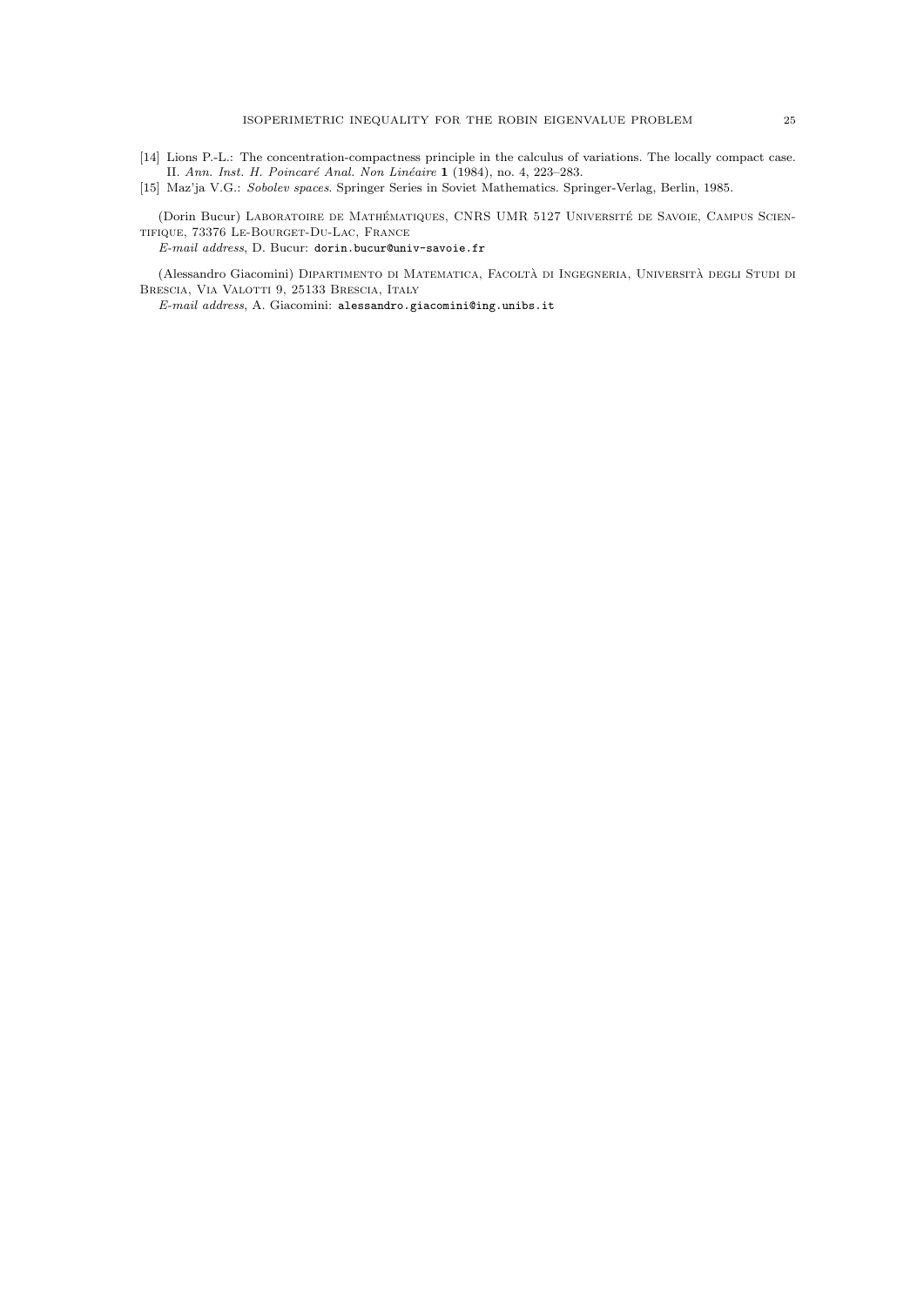[14] Lions P.-L.: The concentration-compactness principle in the calculus of variations. The locally compact case. II. *Ann. Inst. H. Poincaré Anal. Non Linéaire* **1** (1984), no. 4, 223–283.

[15] Maz'ja V.G.: *Sobolev spaces*. Springer Series in Soviet Mathematics. Springer-Verlag, Berlin, 1985.

(Dorin Bucur) Laboratoire de Mathématiques, CNRS UMR 5127 Université de Savoie, Campus Scientifique, 73376 Le-Bourget-Du-Lac, France

*E-mail address*, D. Bucur: `dorin.bucur@univ-savoie.fr`

(Alessandro Giacomini) Dipartimento di Matematica, Facoltà di Ingegneria, Università degli Studi di Brescia, Via Valotti 9, 25133 Brescia, Italy

*E-mail address*, A. Giacomini: `alessandro.giacomini@ing.unibs.it`